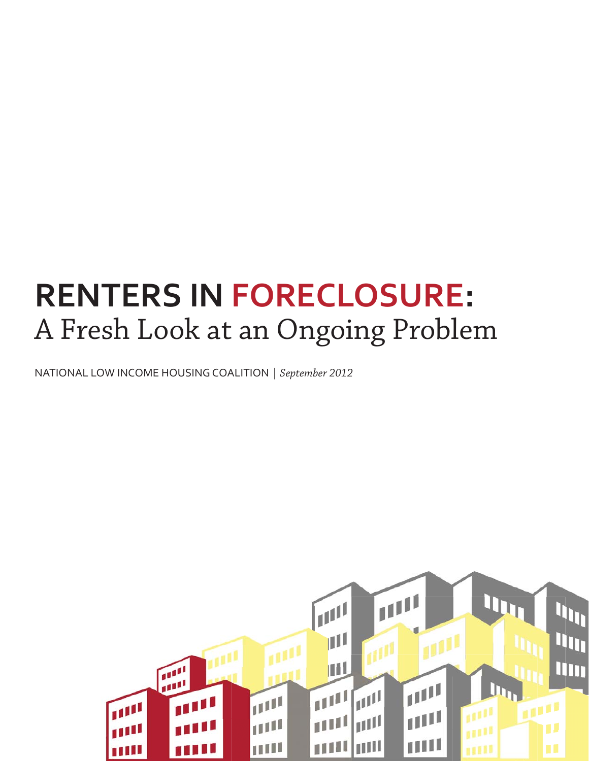# RENTERS IN FORECLOSURE:
## A Fresh Look at an Ongoing Problem

NATIONAL LOW INCOME HOUSING COALITION | *September 2012*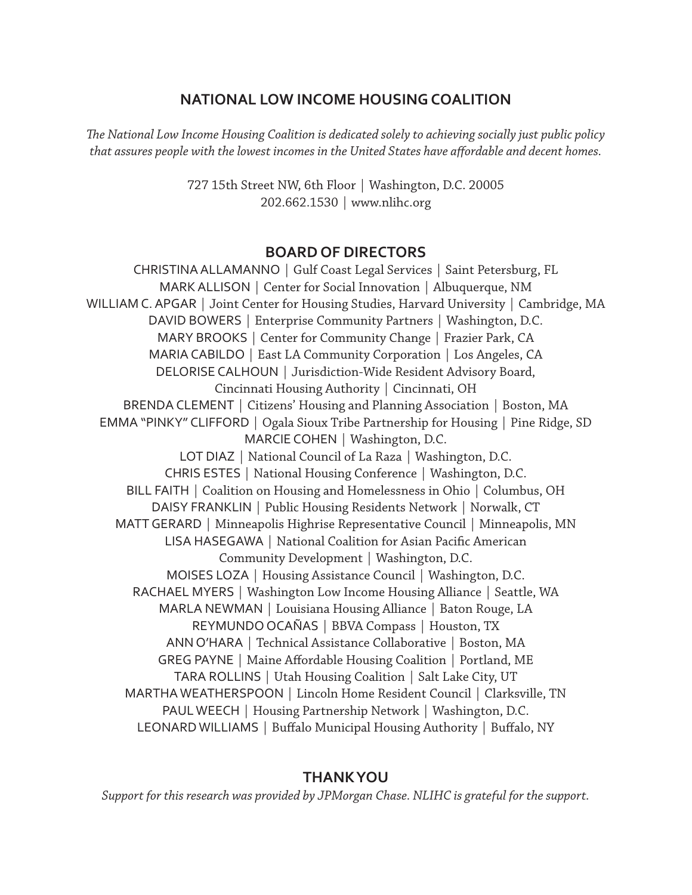## NATIONAL LOW INCOME HOUSING COALITION

*The National Low Income Housing Coalition is dedicated solely to achieving socially just public policy that assures people with the lowest incomes in the United States have affordable and decent homes.*

727 15th Street NW, 6th Floor | Washington, D.C. 20005
202.662.1530 | www.nlihc.org

## BOARD OF DIRECTORS

CHRISTINA ALLAMANNO | Gulf Coast Legal Services | Saint Petersburg, FL
MARK ALLISON | Center for Social Innovation | Albuquerque, NM
WILLIAM C. APGAR | Joint Center for Housing Studies, Harvard University | Cambridge, MA
DAVID BOWERS | Enterprise Community Partners | Washington, D.C.
MARY BROOKS | Center for Community Change | Frazier Park, CA
MARIA CABILDO | East LA Community Corporation | Los Angeles, CA
DELORISE CALHOUN | Jurisdiction-Wide Resident Advisory Board, Cincinnati Housing Authority | Cincinnati, OH
BRENDA CLEMENT | Citizens' Housing and Planning Association | Boston, MA
EMMA "PINKY" CLIFFORD | Ogala Sioux Tribe Partnership for Housing | Pine Ridge, SD
MARCIE COHEN | Washington, D.C.
LOT DIAZ | National Council of La Raza | Washington, D.C.
CHRIS ESTES | National Housing Conference | Washington, D.C.
BILL FAITH | Coalition on Housing and Homelessness in Ohio | Columbus, OH
DAISY FRANKLIN | Public Housing Residents Network | Norwalk, CT
MATT GERARD | Minneapolis Highrise Representative Council | Minneapolis, MN
LISA HASEGAWA | National Coalition for Asian Pacific American Community Development | Washington, D.C.
MOISES LOZA | Housing Assistance Council | Washington, D.C.
RACHAEL MYERS | Washington Low Income Housing Alliance | Seattle, WA
MARLA NEWMAN | Louisiana Housing Alliance | Baton Rouge, LA
REYMUNDO OCAÑAS | BBVA Compass | Houston, TX
ANN O'HARA | Technical Assistance Collaborative | Boston, MA
GREG PAYNE | Maine Affordable Housing Coalition | Portland, ME
TARA ROLLINS | Utah Housing Coalition | Salt Lake City, UT
MARTHA WEATHERSPOON | Lincoln Home Resident Council | Clarksville, TN
PAUL WEECH | Housing Partnership Network | Washington, D.C.
LEONARD WILLIAMS | Buffalo Municipal Housing Authority | Buffalo, NY

## THANK YOU

*Support for this research was provided by JPMorgan Chase. NLIHC is grateful for the support.*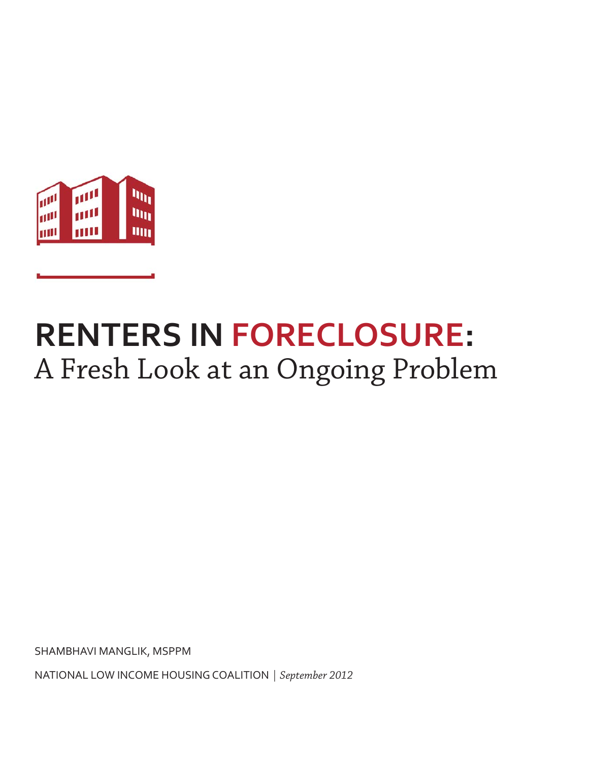# RENTERS IN FORECLOSURE:

## A Fresh Look at an Ongoing Problem

SHAMBHAVI MANGLIK, MSPPM

NATIONAL LOW INCOME HOUSING COALITION | *September 2012*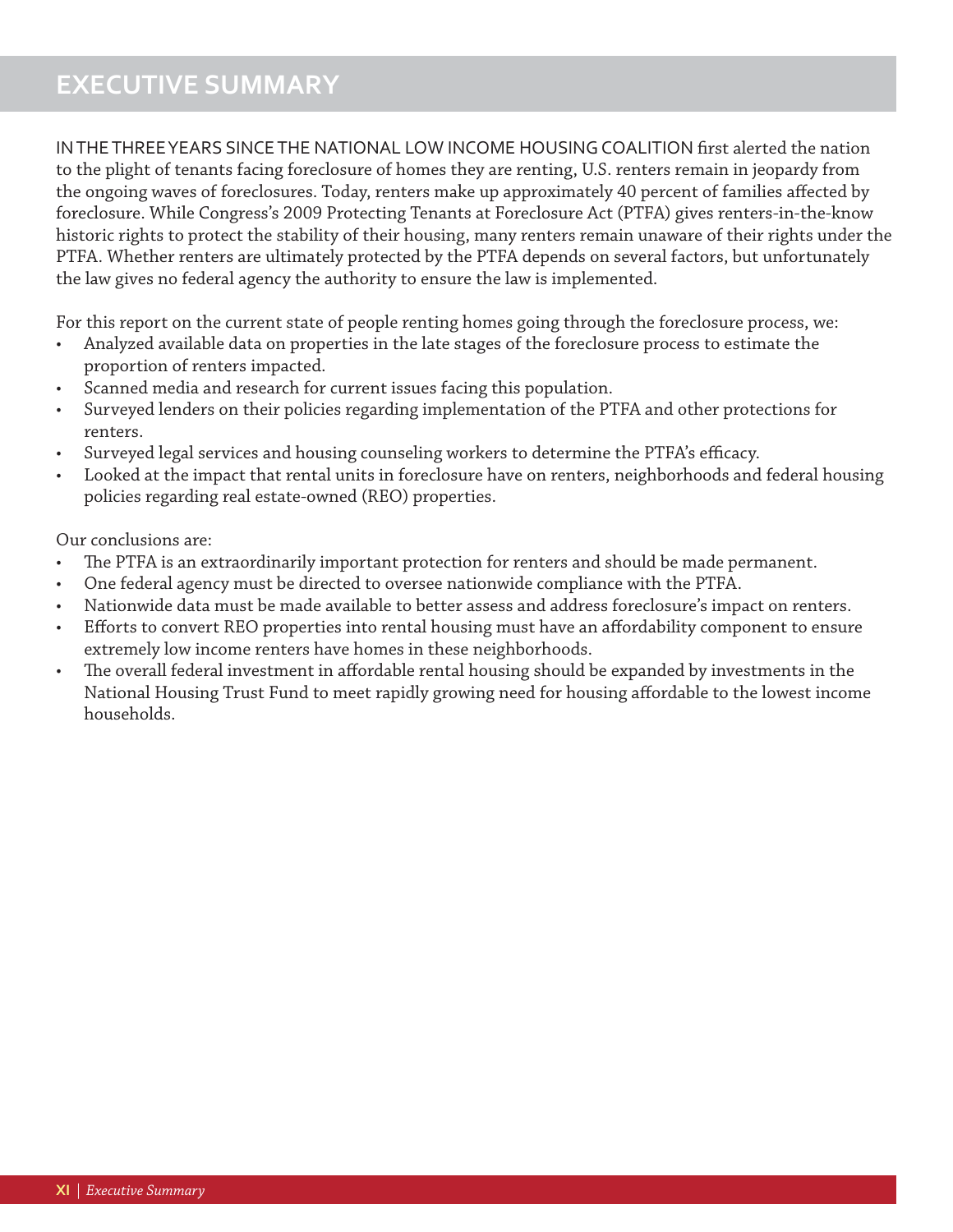# EXECUTIVE SUMMARY

IN THE THREE YEARS SINCE THE NATIONAL LOW INCOME HOUSING COALITION first alerted the nation to the plight of tenants facing foreclosure of homes they are renting, U.S. renters remain in jeopardy from the ongoing waves of foreclosures. Today, renters make up approximately 40 percent of families affected by foreclosure. While Congress's 2009 Protecting Tenants at Foreclosure Act (PTFA) gives renters-in-the-know historic rights to protect the stability of their housing, many renters remain unaware of their rights under the PTFA. Whether renters are ultimately protected by the PTFA depends on several factors, but unfortunately the law gives no federal agency the authority to ensure the law is implemented.

For this report on the current state of people renting homes going through the foreclosure process, we:

- Analyzed available data on properties in the late stages of the foreclosure process to estimate the proportion of renters impacted.
- Scanned media and research for current issues facing this population.
- Surveyed lenders on their policies regarding implementation of the PTFA and other protections for renters.
- Surveyed legal services and housing counseling workers to determine the PTFA's efficacy.
- Looked at the impact that rental units in foreclosure have on renters, neighborhoods and federal housing policies regarding real estate-owned (REO) properties.

Our conclusions are:

- The PTFA is an extraordinarily important protection for renters and should be made permanent.
- One federal agency must be directed to oversee nationwide compliance with the PTFA.
- Nationwide data must be made available to better assess and address foreclosure's impact on renters.
- Efforts to convert REO properties into rental housing must have an affordability component to ensure extremely low income renters have homes in these neighborhoods.
- The overall federal investment in affordable rental housing should be expanded by investments in the National Housing Trust Fund to meet rapidly growing need for housing affordable to the lowest income households.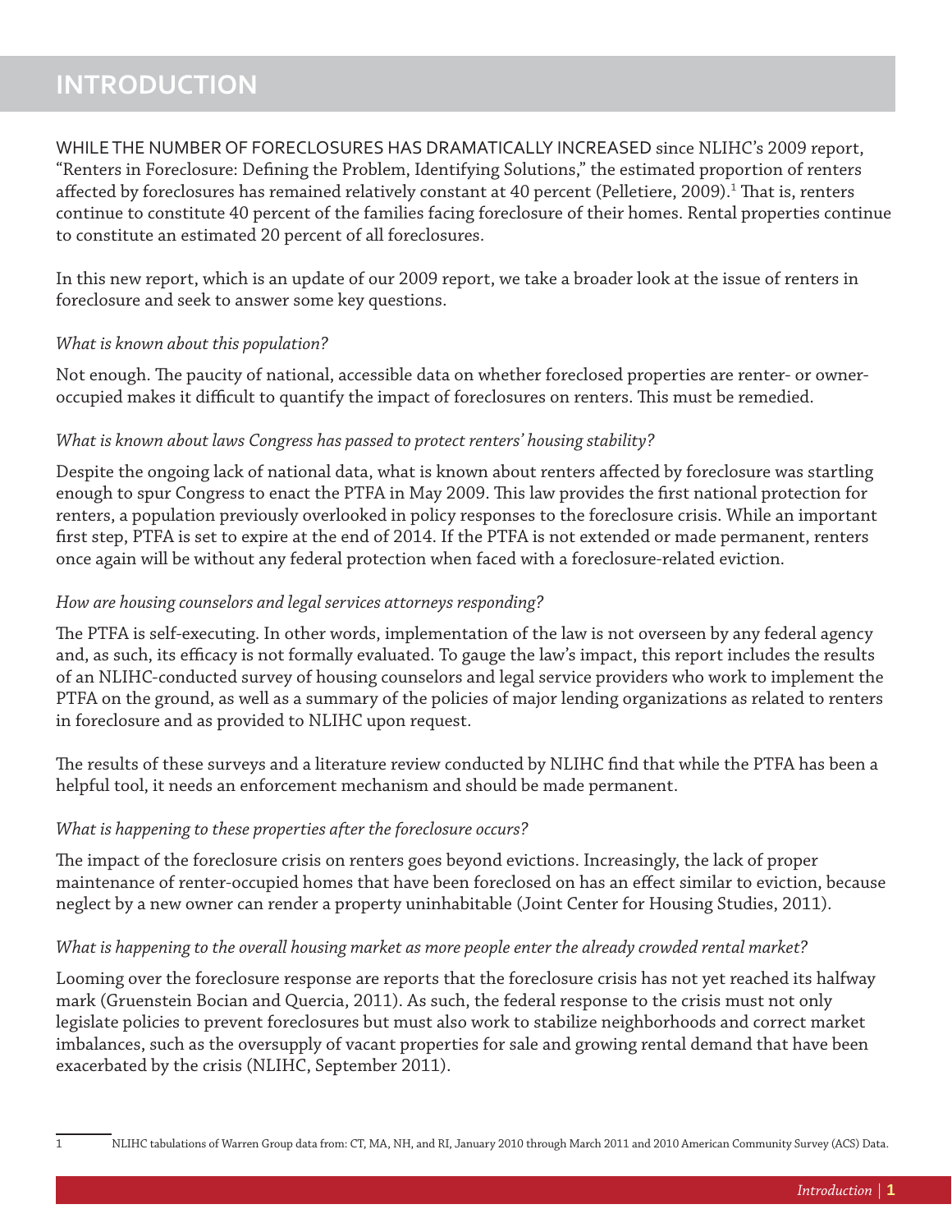# INTRODUCTION

WHILE THE NUMBER OF FORECLOSURES HAS DRAMATICALLY INCREASED since NLIHC's 2009 report, "Renters in Foreclosure: Defining the Problem, Identifying Solutions," the estimated proportion of renters affected by foreclosures has remained relatively constant at 40 percent (Pelletiere, 2009).[1] That is, renters continue to constitute 40 percent of the families facing foreclosure of their homes. Rental properties continue to constitute an estimated 20 percent of all foreclosures.

In this new report, which is an update of our 2009 report, we take a broader look at the issue of renters in foreclosure and seek to answer some key questions.

*What is known about this population?*

Not enough. The paucity of national, accessible data on whether foreclosed properties are renter- or owner-occupied makes it difficult to quantify the impact of foreclosures on renters. This must be remedied.

*What is known about laws Congress has passed to protect renters' housing stability?*

Despite the ongoing lack of national data, what is known about renters affected by foreclosure was startling enough to spur Congress to enact the PTFA in May 2009. This law provides the first national protection for renters, a population previously overlooked in policy responses to the foreclosure crisis. While an important first step, PTFA is set to expire at the end of 2014. If the PTFA is not extended or made permanent, renters once again will be without any federal protection when faced with a foreclosure-related eviction.

*How are housing counselors and legal services attorneys responding?*

The PTFA is self-executing. In other words, implementation of the law is not overseen by any federal agency and, as such, its efficacy is not formally evaluated. To gauge the law's impact, this report includes the results of an NLIHC-conducted survey of housing counselors and legal service providers who work to implement the PTFA on the ground, as well as a summary of the policies of major lending organizations as related to renters in foreclosure and as provided to NLIHC upon request.

The results of these surveys and a literature review conducted by NLIHC find that while the PTFA has been a helpful tool, it needs an enforcement mechanism and should be made permanent.

*What is happening to these properties after the foreclosure occurs?*

The impact of the foreclosure crisis on renters goes beyond evictions. Increasingly, the lack of proper maintenance of renter-occupied homes that have been foreclosed on has an effect similar to eviction, because neglect by a new owner can render a property uninhabitable (Joint Center for Housing Studies, 2011).

*What is happening to the overall housing market as more people enter the already crowded rental market?*

Looming over the foreclosure response are reports that the foreclosure crisis has not yet reached its halfway mark (Gruenstein Bocian and Quercia, 2011). As such, the federal response to the crisis must not only legislate policies to prevent foreclosures but must also work to stabilize neighborhoods and correct market imbalances, such as the oversupply of vacant properties for sale and growing rental demand that have been exacerbated by the crisis (NLIHC, September 2011).

---

1 NLIHC tabulations of Warren Group data from: CT, MA, NH, and RI, January 2010 through March 2011 and 2010 American Community Survey (ACS) Data.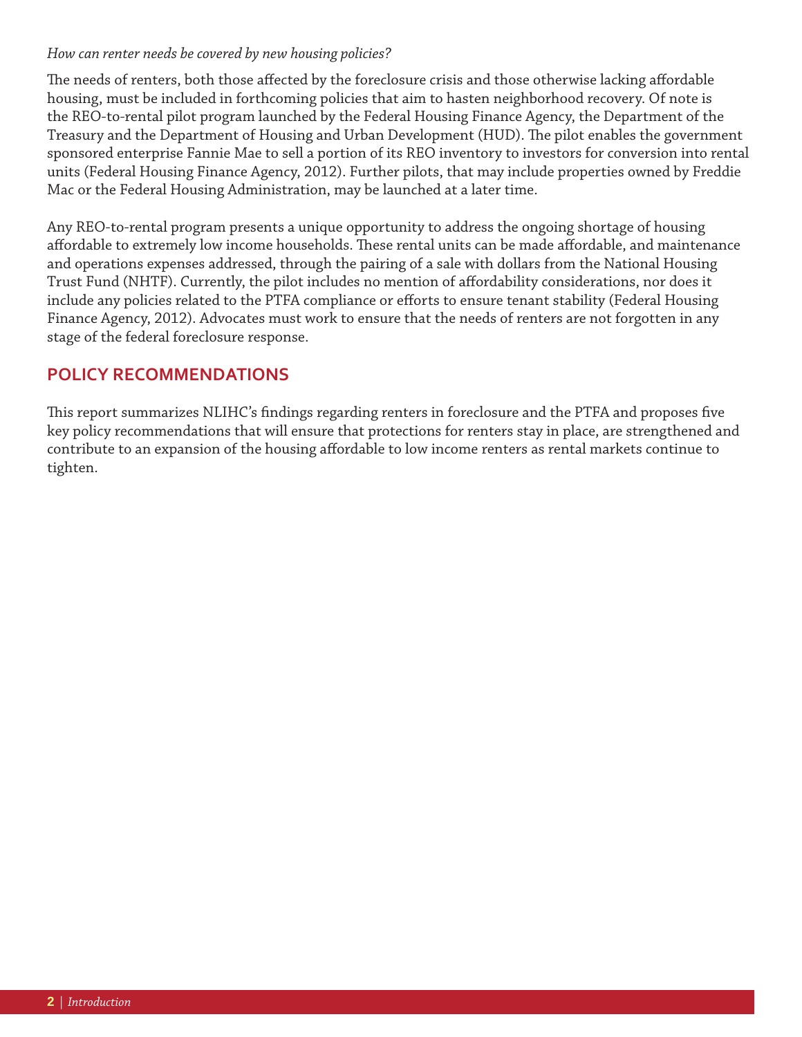*How can renter needs be covered by new housing policies?*

The needs of renters, both those affected by the foreclosure crisis and those otherwise lacking affordable housing, must be included in forthcoming policies that aim to hasten neighborhood recovery. Of note is the REO-to-rental pilot program launched by the Federal Housing Finance Agency, the Department of the Treasury and the Department of Housing and Urban Development (HUD). The pilot enables the government sponsored enterprise Fannie Mae to sell a portion of its REO inventory to investors for conversion into rental units (Federal Housing Finance Agency, 2012). Further pilots, that may include properties owned by Freddie Mac or the Federal Housing Administration, may be launched at a later time.

Any REO-to-rental program presents a unique opportunity to address the ongoing shortage of housing affordable to extremely low income households. These rental units can be made affordable, and maintenance and operations expenses addressed, through the pairing of a sale with dollars from the National Housing Trust Fund (NHTF). Currently, the pilot includes no mention of affordability considerations, nor does it include any policies related to the PTFA compliance or efforts to ensure tenant stability (Federal Housing Finance Agency, 2012). Advocates must work to ensure that the needs of renters are not forgotten in any stage of the federal foreclosure response.

## POLICY RECOMMENDATIONS

This report summarizes NLIHC's findings regarding renters in foreclosure and the PTFA and proposes five key policy recommendations that will ensure that protections for renters stay in place, are strengthened and contribute to an expansion of the housing affordable to low income renters as rental markets continue to tighten.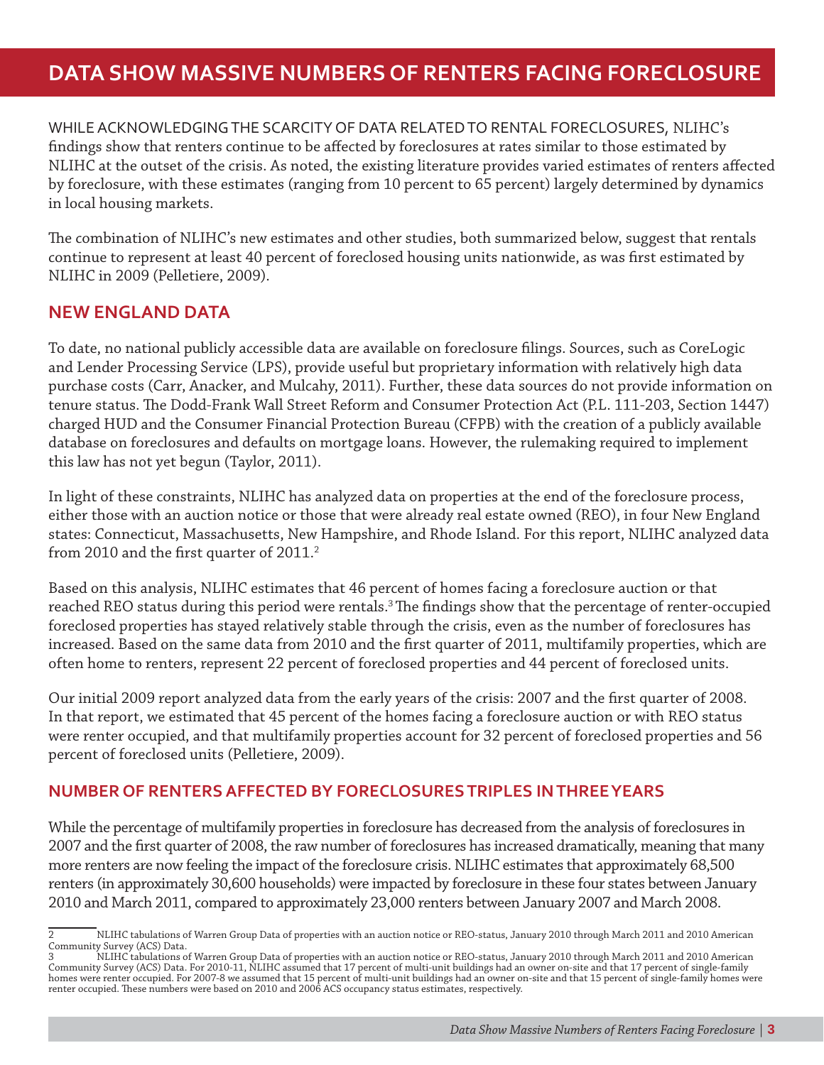# DATA SHOW MASSIVE NUMBERS OF RENTERS FACING FORECLOSURE

WHILE ACKNOWLEDGING THE SCARCITY OF DATA RELATED TO RENTAL FORECLOSURES, NLIHC's findings show that renters continue to be affected by foreclosures at rates similar to those estimated by NLIHC at the outset of the crisis. As noted, the existing literature provides varied estimates of renters affected by foreclosure, with these estimates (ranging from 10 percent to 65 percent) largely determined by dynamics in local housing markets.

The combination of NLIHC's new estimates and other studies, both summarized below, suggest that rentals continue to represent at least 40 percent of foreclosed housing units nationwide, as was first estimated by NLIHC in 2009 (Pelletiere, 2009).

## NEW ENGLAND DATA

To date, no national publicly accessible data are available on foreclosure filings. Sources, such as CoreLogic and Lender Processing Service (LPS), provide useful but proprietary information with relatively high data purchase costs (Carr, Anacker, and Mulcahy, 2011). Further, these data sources do not provide information on tenure status. The Dodd-Frank Wall Street Reform and Consumer Protection Act (P.L. 111-203, Section 1447) charged HUD and the Consumer Financial Protection Bureau (CFPB) with the creation of a publicly available database on foreclosures and defaults on mortgage loans. However, the rulemaking required to implement this law has not yet begun (Taylor, 2011).

In light of these constraints, NLIHC has analyzed data on properties at the end of the foreclosure process, either those with an auction notice or those that were already real estate owned (REO), in four New England states: Connecticut, Massachusetts, New Hampshire, and Rhode Island. For this report, NLIHC analyzed data from 2010 and the first quarter of 2011.[2]

Based on this analysis, NLIHC estimates that 46 percent of homes facing a foreclosure auction or that reached REO status during this period were rentals.[3] The findings show that the percentage of renter-occupied foreclosed properties has stayed relatively stable through the crisis, even as the number of foreclosures has increased. Based on the same data from 2010 and the first quarter of 2011, multifamily properties, which are often home to renters, represent 22 percent of foreclosed properties and 44 percent of foreclosed units.

Our initial 2009 report analyzed data from the early years of the crisis: 2007 and the first quarter of 2008. In that report, we estimated that 45 percent of the homes facing a foreclosure auction or with REO status were renter occupied, and that multifamily properties account for 32 percent of foreclosed properties and 56 percent of foreclosed units (Pelletiere, 2009).

## NUMBER OF RENTERS AFFECTED BY FORECLOSURES TRIPLES IN THREE YEARS

While the percentage of multifamily properties in foreclosure has decreased from the analysis of foreclosures in 2007 and the first quarter of 2008, the raw number of foreclosures has increased dramatically, meaning that many more renters are now feeling the impact of the foreclosure crisis. NLIHC estimates that approximately 68,500 renters (in approximately 30,600 households) were impacted by foreclosure in these four states between January 2010 and March 2011, compared to approximately 23,000 renters between January 2007 and March 2008.

---

[2] NLIHC tabulations of Warren Group Data of properties with an auction notice or REO-status, January 2010 through March 2011 and 2010 American Community Survey (ACS) Data.

[3] NLIHC tabulations of Warren Group Data of properties with an auction notice or REO-status, January 2010 through March 2011 and 2010 American Community Survey (ACS) Data. For 2010-11, NLIHC assumed that 17 percent of multi-unit buildings had an owner on-site and that 17 percent of single-family homes were renter occupied. For 2007-8 we assumed that 15 percent of multi-unit buildings had an owner on-site and that 15 percent of single-family homes were renter occupied. These numbers were based on 2010 and 2006 ACS occupancy status estimates, respectively.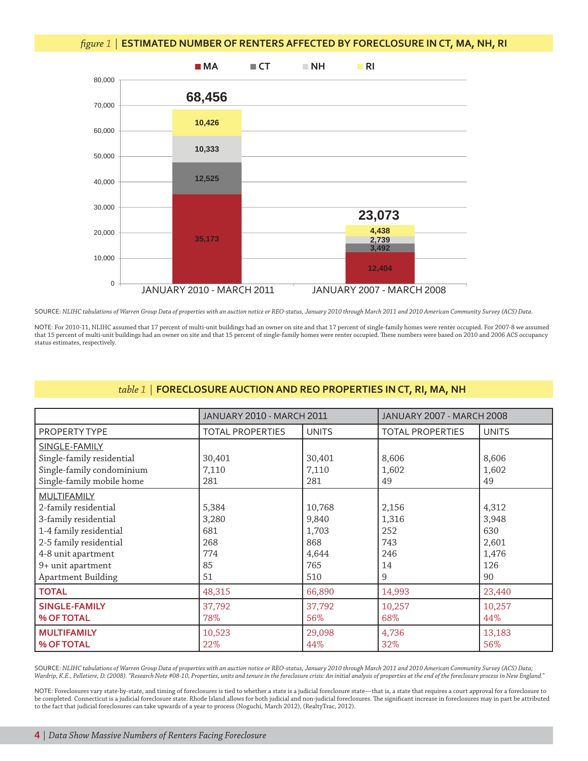*figure 1* | **ESTIMATED NUMBER OF RENTERS AFFECTED BY FORECLOSURE IN CT, MA, NH, RI**

| | JANUARY 2010 - MARCH 2011 | JANUARY 2007 - MARCH 2008 |
|---|---|---|
| MA | 35,173 | 12,404 |
| CT | 12,525 | 3,492 |
| NH | 10,333 | 2,739 |
| RI | 10,426 | 4,438 |
| Total | 68,456 | 23,073 |

SOURCE: *NLIHC tabulations of Warren Group Data of properties with an auction notice or REO-status, January 2010 through March 2011 and 2010 American Community Survey (ACS) Data.*

NOTE: For 2010-11, NLIHC assumed that 17 percent of multi-unit buildings had an owner on site and that 17 percent of single-family homes were renter occupied. For 2007-8 we assumed that 15 percent of multi-unit buildings had an owner on site and that 15 percent of single-family homes were renter occupied. These numbers were based on 2010 and 2006 ACS occupancy status estimates, respectively.

*table 1* | **FORECLOSURE AUCTION AND REO PROPERTIES IN CT, RI, MA, NH**

| | JANUARY 2010 - MARCH 2011 | | JANUARY 2007 - MARCH 2008 | |
|---|---|---|---|---|
| PROPERTY TYPE | TOTAL PROPERTIES | UNITS | TOTAL PROPERTIES | UNITS |
| SINGLE-FAMILY | | | | |
| Single-family residential | 30,401 | 30,401 | 8,606 | 8,606 |
| Single-family condominium | 7,110 | 7,110 | 1,602 | 1,602 |
| Single-family mobile home | 281 | 281 | 49 | 49 |
| MULTIFAMILY | | | | |
| 2-family residential | 5,384 | 10,768 | 2,156 | 4,312 |
| 3-family residential | 3,280 | 9,840 | 1,316 | 3,948 |
| 1-4 family residential | 681 | 1,703 | 252 | 630 |
| 2-5 family residential | 268 | 868 | 743 | 2,601 |
| 4-8 unit apartment | 774 | 4,644 | 246 | 1,476 |
| 9+ unit apartment | 85 | 765 | 14 | 126 |
| Apartment Building | 51 | 510 | 9 | 90 |
| **TOTAL** | 48,315 | 66,890 | 14,993 | 23,440 |
| **SINGLE-FAMILY** | 37,792 | 37,792 | 10,257 | 10,257 |
| **% OF TOTAL** | 78% | 56% | 68% | 44% |
| **MULTIFAMILY** | 10,523 | 29,098 | 4,736 | 13,183 |
| **% OF TOTAL** | 22% | 44% | 32% | 56% |

SOURCE: *NLIHC tabulations of Warren Group Data of properties with an auction notice or REO-status, January 2010 through March 2011 and 2010 American Community Survey (ACS) Data; Wardrip, K.E., Pelletiere, D. (2008). "Research Note #08-10, Properties, units and tenure in the foreclosure crisis: An initial analysis of properties at the end of the foreclosure process in New England."*

NOTE: Foreclosures vary state-by-state, and timing of foreclosures is tied to whether a state is a judicial foreclosure state—that is, a state that requires a court approval for a foreclosure to be completed. Connecticut is a judicial foreclosure state. Rhode Island allows for both judicial and non-judicial foreclosures. The significant increase in foreclosures may in part be attributed to the fact that judicial foreclosures can take upwards of a year to process (Noguchi, March 2012), (RealtyTrac, 2012).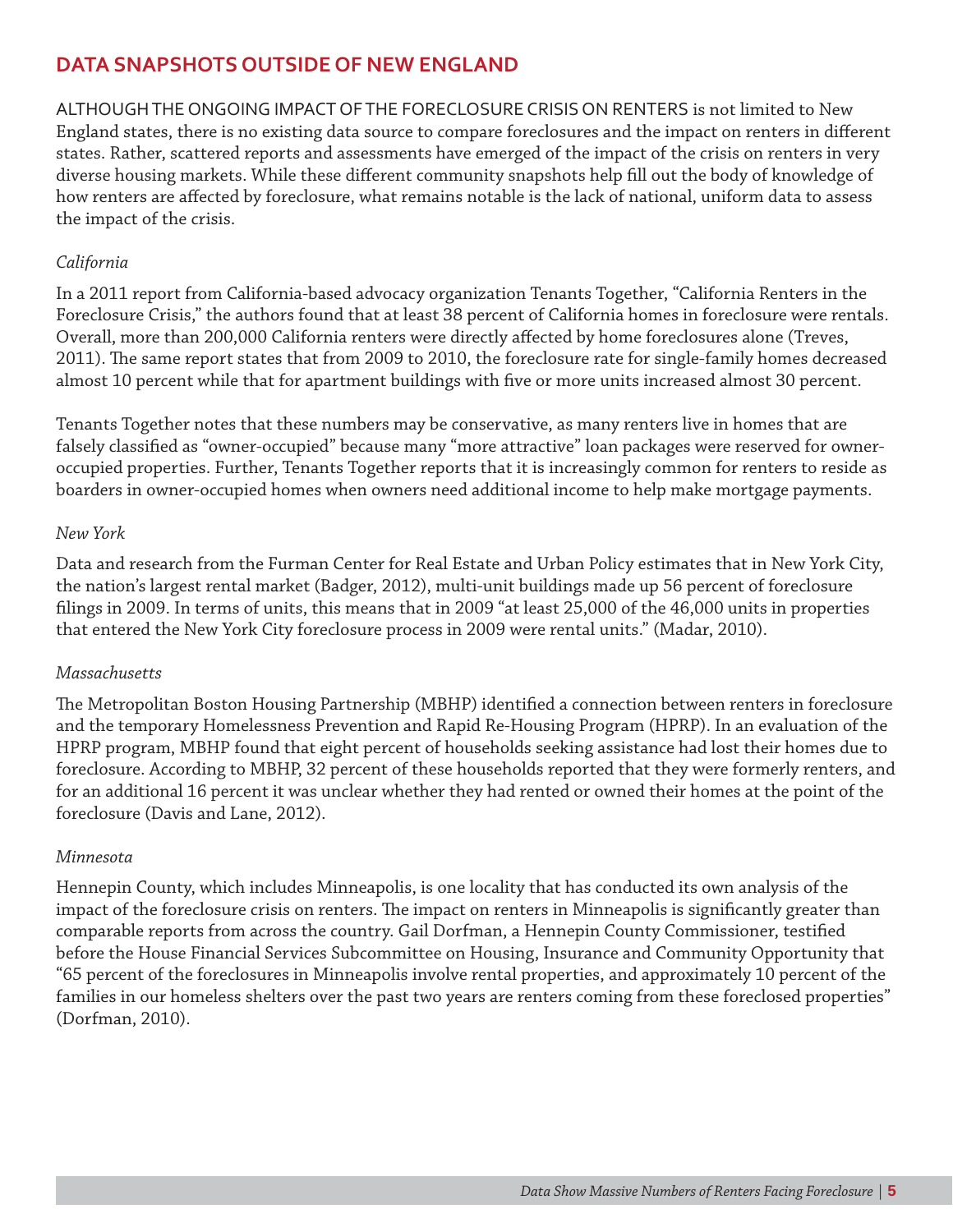## DATA SNAPSHOTS OUTSIDE OF NEW ENGLAND

ALTHOUGH THE ONGOING IMPACT OF THE FORECLOSURE CRISIS ON RENTERS is not limited to New England states, there is no existing data source to compare foreclosures and the impact on renters in different states. Rather, scattered reports and assessments have emerged of the impact of the crisis on renters in very diverse housing markets. While these different community snapshots help fill out the body of knowledge of how renters are affected by foreclosure, what remains notable is the lack of national, uniform data to assess the impact of the crisis.

*California*

In a 2011 report from California-based advocacy organization Tenants Together, "California Renters in the Foreclosure Crisis," the authors found that at least 38 percent of California homes in foreclosure were rentals. Overall, more than 200,000 California renters were directly affected by home foreclosures alone (Treves, 2011). The same report states that from 2009 to 2010, the foreclosure rate for single-family homes decreased almost 10 percent while that for apartment buildings with five or more units increased almost 30 percent.

Tenants Together notes that these numbers may be conservative, as many renters live in homes that are falsely classified as "owner-occupied" because many "more attractive" loan packages were reserved for owner-occupied properties. Further, Tenants Together reports that it is increasingly common for renters to reside as boarders in owner-occupied homes when owners need additional income to help make mortgage payments.

*New York*

Data and research from the Furman Center for Real Estate and Urban Policy estimates that in New York City, the nation's largest rental market (Badger, 2012), multi-unit buildings made up 56 percent of foreclosure filings in 2009. In terms of units, this means that in 2009 "at least 25,000 of the 46,000 units in properties that entered the New York City foreclosure process in 2009 were rental units." (Madar, 2010).

*Massachusetts*

The Metropolitan Boston Housing Partnership (MBHP) identified a connection between renters in foreclosure and the temporary Homelessness Prevention and Rapid Re-Housing Program (HPRP). In an evaluation of the HPRP program, MBHP found that eight percent of households seeking assistance had lost their homes due to foreclosure. According to MBHP, 32 percent of these households reported that they were formerly renters, and for an additional 16 percent it was unclear whether they had rented or owned their homes at the point of the foreclosure (Davis and Lane, 2012).

*Minnesota*

Hennepin County, which includes Minneapolis, is one locality that has conducted its own analysis of the impact of the foreclosure crisis on renters. The impact on renters in Minneapolis is significantly greater than comparable reports from across the country. Gail Dorfman, a Hennepin County Commissioner, testified before the House Financial Services Subcommittee on Housing, Insurance and Community Opportunity that "65 percent of the foreclosures in Minneapolis involve rental properties, and approximately 10 percent of the families in our homeless shelters over the past two years are renters coming from these foreclosed properties" (Dorfman, 2010).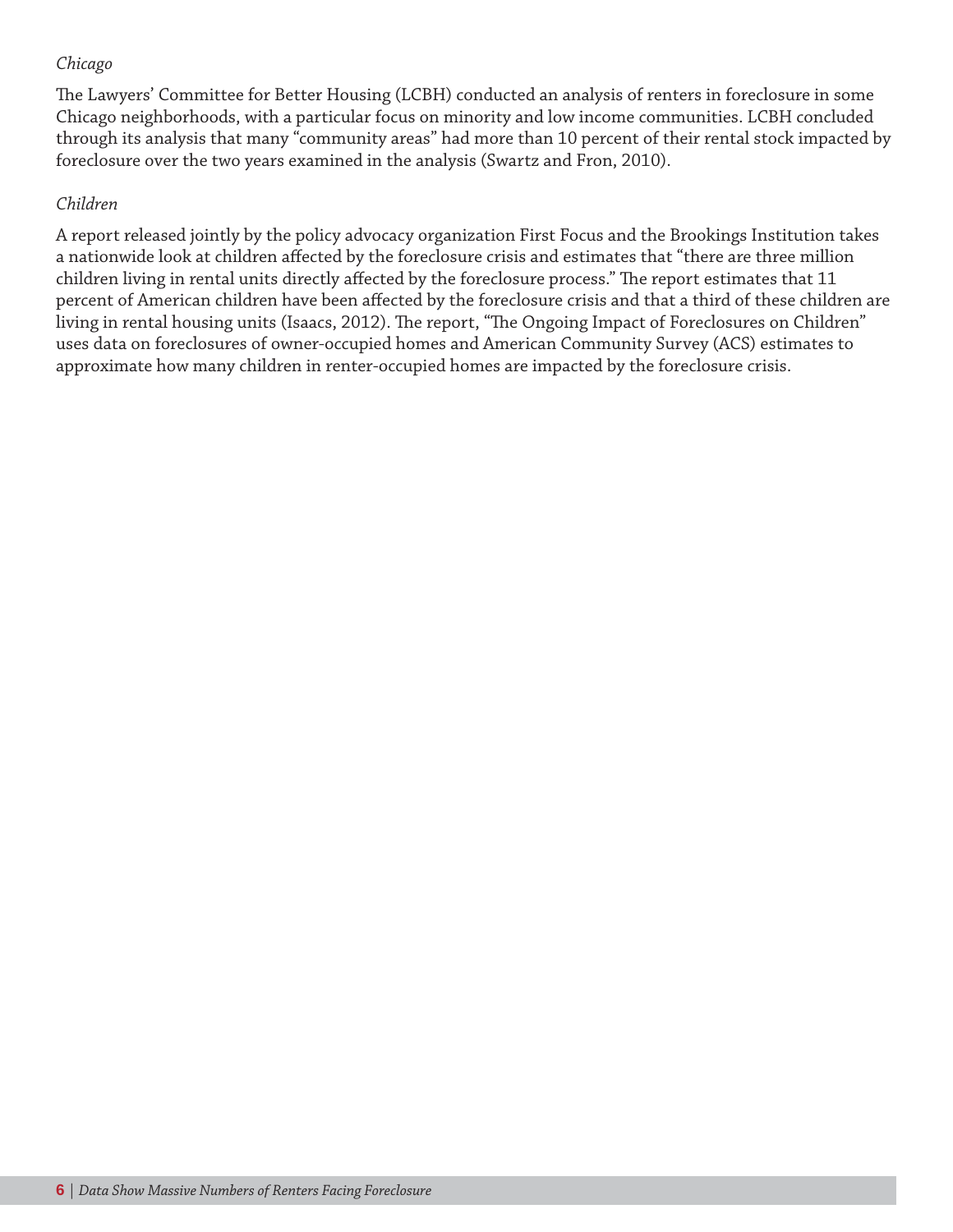*Chicago*

The Lawyers' Committee for Better Housing (LCBH) conducted an analysis of renters in foreclosure in some Chicago neighborhoods, with a particular focus on minority and low income communities. LCBH concluded through its analysis that many "community areas" had more than 10 percent of their rental stock impacted by foreclosure over the two years examined in the analysis (Swartz and Fron, 2010).

*Children*

A report released jointly by the policy advocacy organization First Focus and the Brookings Institution takes a nationwide look at children affected by the foreclosure crisis and estimates that "there are three million children living in rental units directly affected by the foreclosure process." The report estimates that 11 percent of American children have been affected by the foreclosure crisis and that a third of these children are living in rental housing units (Isaacs, 2012). The report, "The Ongoing Impact of Foreclosures on Children" uses data on foreclosures of owner-occupied homes and American Community Survey (ACS) estimates to approximate how many children in renter-occupied homes are impacted by the foreclosure crisis.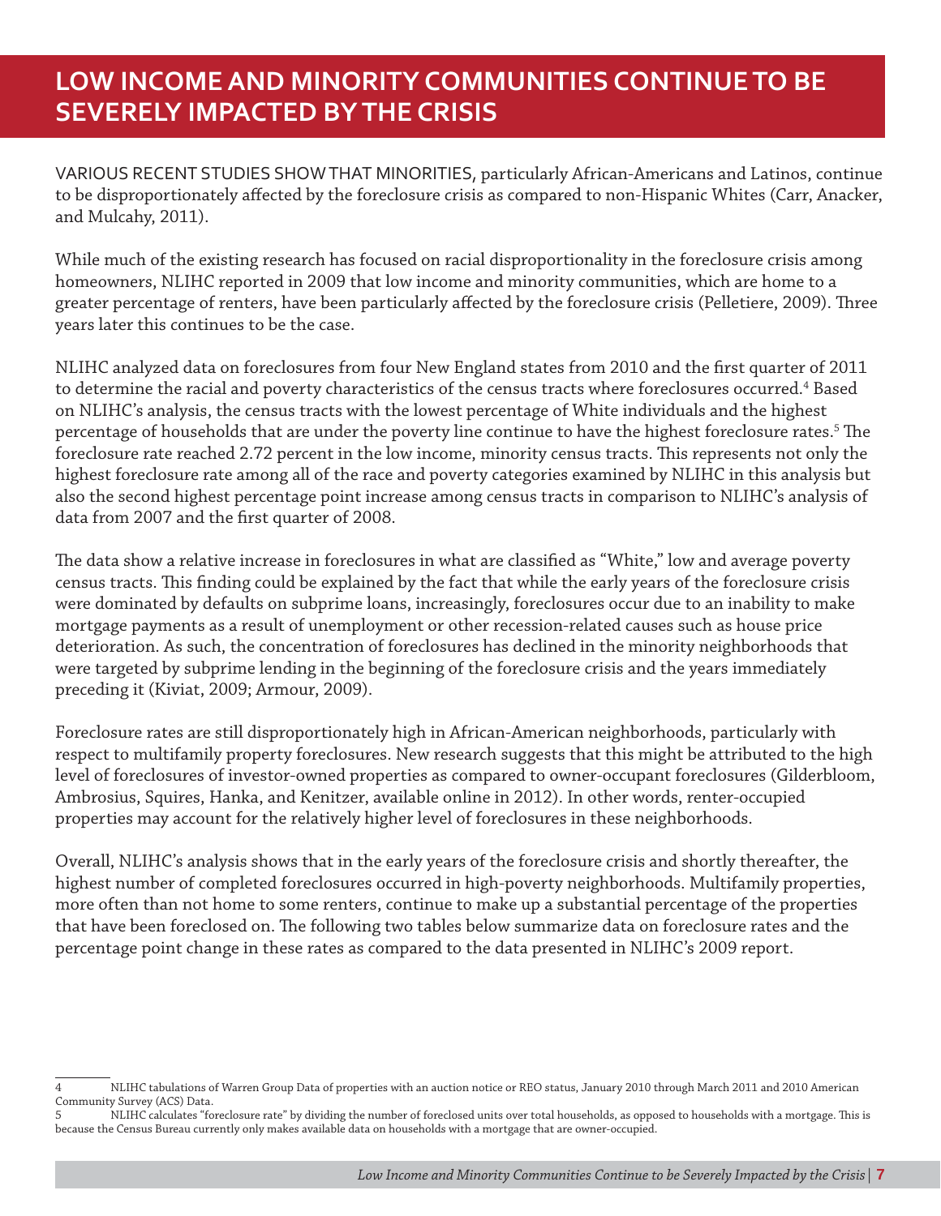# LOW INCOME AND MINORITY COMMUNITIES CONTINUE TO BE SEVERELY IMPACTED BY THE CRISIS

VARIOUS RECENT STUDIES SHOW THAT MINORITIES, particularly African-Americans and Latinos, continue to be disproportionately affected by the foreclosure crisis as compared to non-Hispanic Whites (Carr, Anacker, and Mulcahy, 2011).

While much of the existing research has focused on racial disproportionality in the foreclosure crisis among homeowners, NLIHC reported in 2009 that low income and minority communities, which are home to a greater percentage of renters, have been particularly affected by the foreclosure crisis (Pelletiere, 2009). Three years later this continues to be the case.

NLIHC analyzed data on foreclosures from four New England states from 2010 and the first quarter of 2011 to determine the racial and poverty characteristics of the census tracts where foreclosures occurred.[4] Based on NLIHC's analysis, the census tracts with the lowest percentage of White individuals and the highest percentage of households that are under the poverty line continue to have the highest foreclosure rates.[5] The foreclosure rate reached 2.72 percent in the low income, minority census tracts. This represents not only the highest foreclosure rate among all of the race and poverty categories examined by NLIHC in this analysis but also the second highest percentage point increase among census tracts in comparison to NLIHC's analysis of data from 2007 and the first quarter of 2008.

The data show a relative increase in foreclosures in what are classified as "White," low and average poverty census tracts. This finding could be explained by the fact that while the early years of the foreclosure crisis were dominated by defaults on subprime loans, increasingly, foreclosures occur due to an inability to make mortgage payments as a result of unemployment or other recession-related causes such as house price deterioration. As such, the concentration of foreclosures has declined in the minority neighborhoods that were targeted by subprime lending in the beginning of the foreclosure crisis and the years immediately preceding it (Kiviat, 2009; Armour, 2009).

Foreclosure rates are still disproportionately high in African-American neighborhoods, particularly with respect to multifamily property foreclosures. New research suggests that this might be attributed to the high level of foreclosures of investor-owned properties as compared to owner-occupant foreclosures (Gilderbloom, Ambrosius, Squires, Hanka, and Kenitzer, available online in 2012). In other words, renter-occupied properties may account for the relatively higher level of foreclosures in these neighborhoods.

Overall, NLIHC's analysis shows that in the early years of the foreclosure crisis and shortly thereafter, the highest number of completed foreclosures occurred in high-poverty neighborhoods. Multifamily properties, more often than not home to some renters, continue to make up a substantial percentage of the properties that have been foreclosed on. The following two tables below summarize data on foreclosure rates and the percentage point change in these rates as compared to the data presented in NLIHC's 2009 report.

---

4 NLIHC tabulations of Warren Group Data of properties with an auction notice or REO status, January 2010 through March 2011 and 2010 American Community Survey (ACS) Data.

5 NLIHC calculates "foreclosure rate" by dividing the number of foreclosed units over total households, as opposed to households with a mortgage. This is because the Census Bureau currently only makes available data on households with a mortgage that are owner-occupied.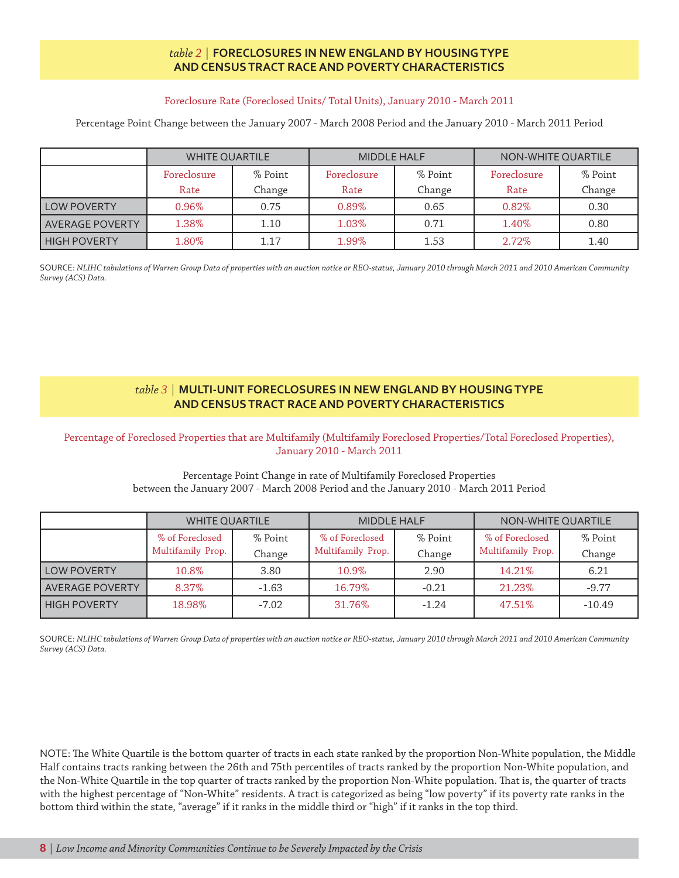## *table 2* | FORECLOSURES IN NEW ENGLAND BY HOUSING TYPE AND CENSUS TRACT RACE AND POVERTY CHARACTERISTICS

Foreclosure Rate (Foreclosed Units/ Total Units), January 2010 - March 2011

Percentage Point Change between the January 2007 - March 2008 Period and the January 2010 - March 2011 Period

| | WHITE QUARTILE | | MIDDLE HALF | | NON-WHITE QUARTILE | |
|---|---|---|---|---|---|---|
| | Foreclosure Rate | % Point Change | Foreclosure Rate | % Point Change | Foreclosure Rate | % Point Change |
| LOW POVERTY | 0.96% | 0.75 | 0.89% | 0.65 | 0.82% | 0.30 |
| AVERAGE POVERTY | 1.38% | 1.10 | 1.03% | 0.71 | 1.40% | 0.80 |
| HIGH POVERTY | 1.80% | 1.17 | 1.99% | 1.53 | 2.72% | 1.40 |

SOURCE: *NLIHC tabulations of Warren Group Data of properties with an auction notice or REO-status, January 2010 through March 2011 and 2010 American Community Survey (ACS) Data.*

## *table 3* | MULTI-UNIT FORECLOSURES IN NEW ENGLAND BY HOUSING TYPE AND CENSUS TRACT RACE AND POVERTY CHARACTERISTICS

Percentage of Foreclosed Properties that are Multifamily (Multifamily Foreclosed Properties/Total Foreclosed Properties), January 2010 - March 2011

Percentage Point Change in rate of Multifamily Foreclosed Properties between the January 2007 - March 2008 Period and the January 2010 - March 2011 Period

| | WHITE QUARTILE | | MIDDLE HALF | | NON-WHITE QUARTILE | |
|---|---|---|---|---|---|---|
| | % of Foreclosed Multifamily Prop. | % Point Change | % of Foreclosed Multifamily Prop. | % Point Change | % of Foreclosed Multifamily Prop. | % Point Change |
| LOW POVERTY | 10.8% | 3.80 | 10.9% | 2.90 | 14.21% | 6.21 |
| AVERAGE POVERTY | 8.37% | -1.63 | 16.79% | -0.21 | 21.23% | -9.77 |
| HIGH POVERTY | 18.98% | -7.02 | 31.76% | -1.24 | 47.51% | -10.49 |

SOURCE: *NLIHC tabulations of Warren Group Data of properties with an auction notice or REO-status, January 2010 through March 2011 and 2010 American Community Survey (ACS) Data.*

NOTE: The White Quartile is the bottom quarter of tracts in each state ranked by the proportion Non-White population, the Middle Half contains tracts ranking between the 26th and 75th percentiles of tracts ranked by the proportion Non-White population, and the Non-White Quartile in the top quarter of tracts ranked by the proportion Non-White population. That is, the quarter of tracts with the highest percentage of "Non-White" residents. A tract is categorized as being "low poverty" if its poverty rate ranks in the bottom third within the state, "average" if it ranks in the middle third or "high" if it ranks in the top third.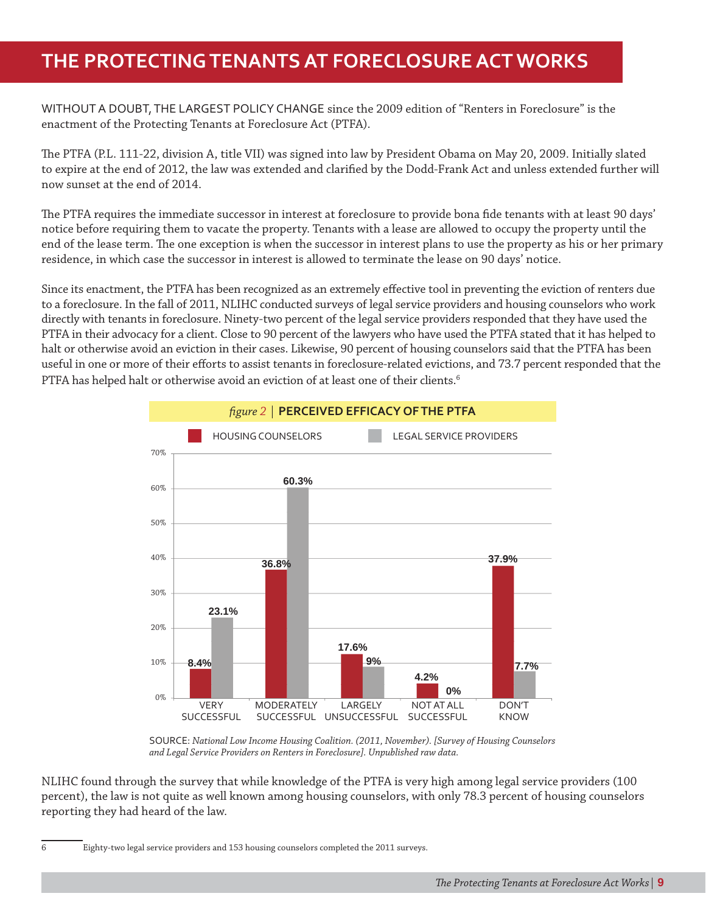# THE PROTECTING TENANTS AT FORECLOSURE ACT WORKS

WITHOUT A DOUBT, THE LARGEST POLICY CHANGE since the 2009 edition of "Renters in Foreclosure" is the enactment of the Protecting Tenants at Foreclosure Act (PTFA).

The PTFA (P.L. 111-22, division A, title VII) was signed into law by President Obama on May 20, 2009. Initially slated to expire at the end of 2012, the law was extended and clarified by the Dodd-Frank Act and unless extended further will now sunset at the end of 2014.

The PTFA requires the immediate successor in interest at foreclosure to provide bona fide tenants with at least 90 days' notice before requiring them to vacate the property. Tenants with a lease are allowed to occupy the property until the end of the lease term. The one exception is when the successor in interest plans to use the property as his or her primary residence, in which case the successor in interest is allowed to terminate the lease on 90 days' notice.

Since its enactment, the PTFA has been recognized as an extremely effective tool in preventing the eviction of renters due to a foreclosure. In the fall of 2011, NLIHC conducted surveys of legal service providers and housing counselors who work directly with tenants in foreclosure. Ninety-two percent of the legal service providers responded that they have used the PTFA in their advocacy for a client. Close to 90 percent of the lawyers who have used the PTFA stated that it has helped to halt or otherwise avoid an eviction in their cases. Likewise, 90 percent of housing counselors said that the PTFA has been useful in one or more of their efforts to assist tenants in foreclosure-related evictions, and 73.7 percent responded that the PTFA has helped halt or otherwise avoid an eviction of at least one of their clients.[6]

*figure 2* | **PERCEIVED EFFICACY OF THE PTFA**

| | Housing Counselors | Legal Service Providers |
|---|---|---|
| Very Successful | 8.4% | 23.1% |
| Moderately Successful | 36.8% | 60.3% |
| Largely Unsuccessful | 17.6% | 9% |
| Not At All Successful | 4.2% | 0% |
| Don't Know | 37.9% | 7.7% |

SOURCE: *National Low Income Housing Coalition. (2011, November). [Survey of Housing Counselors and Legal Service Providers on Renters in Foreclosure]. Unpublished raw data.*

NLIHC found through the survey that while knowledge of the PTFA is very high among legal service providers (100 percent), the law is not quite as well known among housing counselors, with only 78.3 percent of housing counselors reporting they had heard of the law.

---

6 Eighty-two legal service providers and 153 housing counselors completed the 2011 surveys.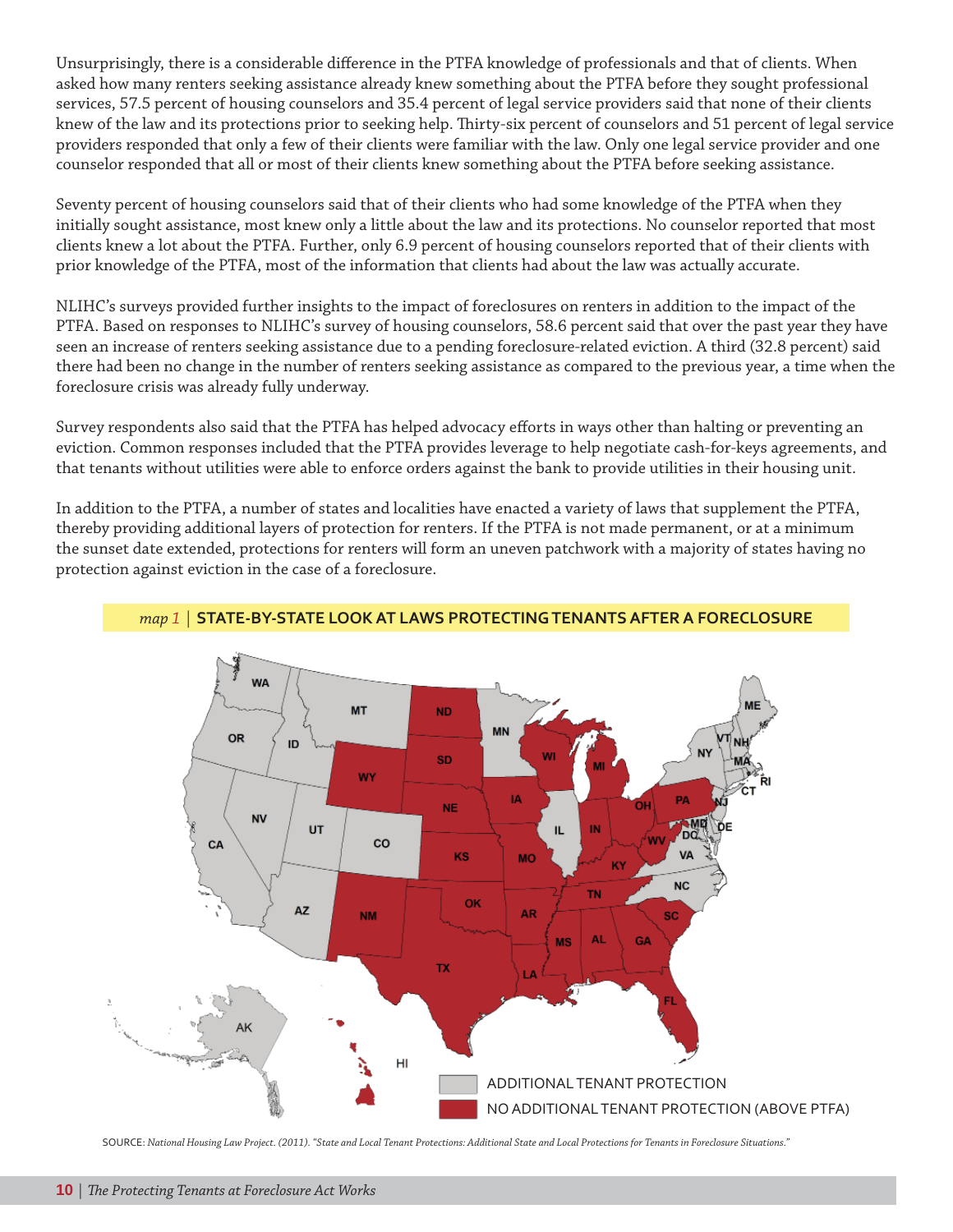Unsurprisingly, there is a considerable difference in the PTFA knowledge of professionals and that of clients. When asked how many renters seeking assistance already knew something about the PTFA before they sought professional services, 57.5 percent of housing counselors and 35.4 percent of legal service providers said that none of their clients knew of the law and its protections prior to seeking help. Thirty-six percent of counselors and 51 percent of legal service providers responded that only a few of their clients were familiar with the law. Only one legal service provider and one counselor responded that all or most of their clients knew something about the PTFA before seeking assistance.

Seventy percent of housing counselors said that of their clients who had some knowledge of the PTFA when they initially sought assistance, most knew only a little about the law and its protections. No counselor reported that most clients knew a lot about the PTFA. Further, only 6.9 percent of housing counselors reported that of their clients with prior knowledge of the PTFA, most of the information that clients had about the law was actually accurate.

NLIHC's surveys provided further insights to the impact of foreclosures on renters in addition to the impact of the PTFA. Based on responses to NLIHC's survey of housing counselors, 58.6 percent said that over the past year they have seen an increase of renters seeking assistance due to a pending foreclosure-related eviction. A third (32.8 percent) said there had been no change in the number of renters seeking assistance as compared to the previous year, a time when the foreclosure crisis was already fully underway.

Survey respondents also said that the PTFA has helped advocacy efforts in ways other than halting or preventing an eviction. Common responses included that the PTFA provides leverage to help negotiate cash-for-keys agreements, and that tenants without utilities were able to enforce orders against the bank to provide utilities in their housing unit.

In addition to the PTFA, a number of states and localities have enacted a variety of laws that supplement the PTFA, thereby providing additional layers of protection for renters. If the PTFA is not made permanent, or at a minimum the sunset date extended, protections for renters will form an uneven patchwork with a majority of states having no protection against eviction in the case of a foreclosure.

*map 1* | **STATE-BY-STATE LOOK AT LAWS PROTECTING TENANTS AFTER A FORECLOSURE**

| Category | States |
| --- | --- |
| ADDITIONAL TENANT PROTECTION | WA, OR, CA, ID, NV, UT, AZ, MT, CO, MN, IL, NY, VT, NH, ME, MA, RI, CT, NJ, DE, MD, DC, VA, NC, AK |
| NO ADDITIONAL TENANT PROTECTION (ABOVE PTFA) | ND, SD, NE, KS, OK, TX, NM, WY, IA, MO, AR, LA, WI, MI, IN, OH, KY, TN, MS, AL, GA, SC, FL, PA, WV, HI |

SOURCE: *National Housing Law Project. (2011). "State and Local Tenant Protections: Additional State and Local Protections for Tenants in Foreclosure Situations."*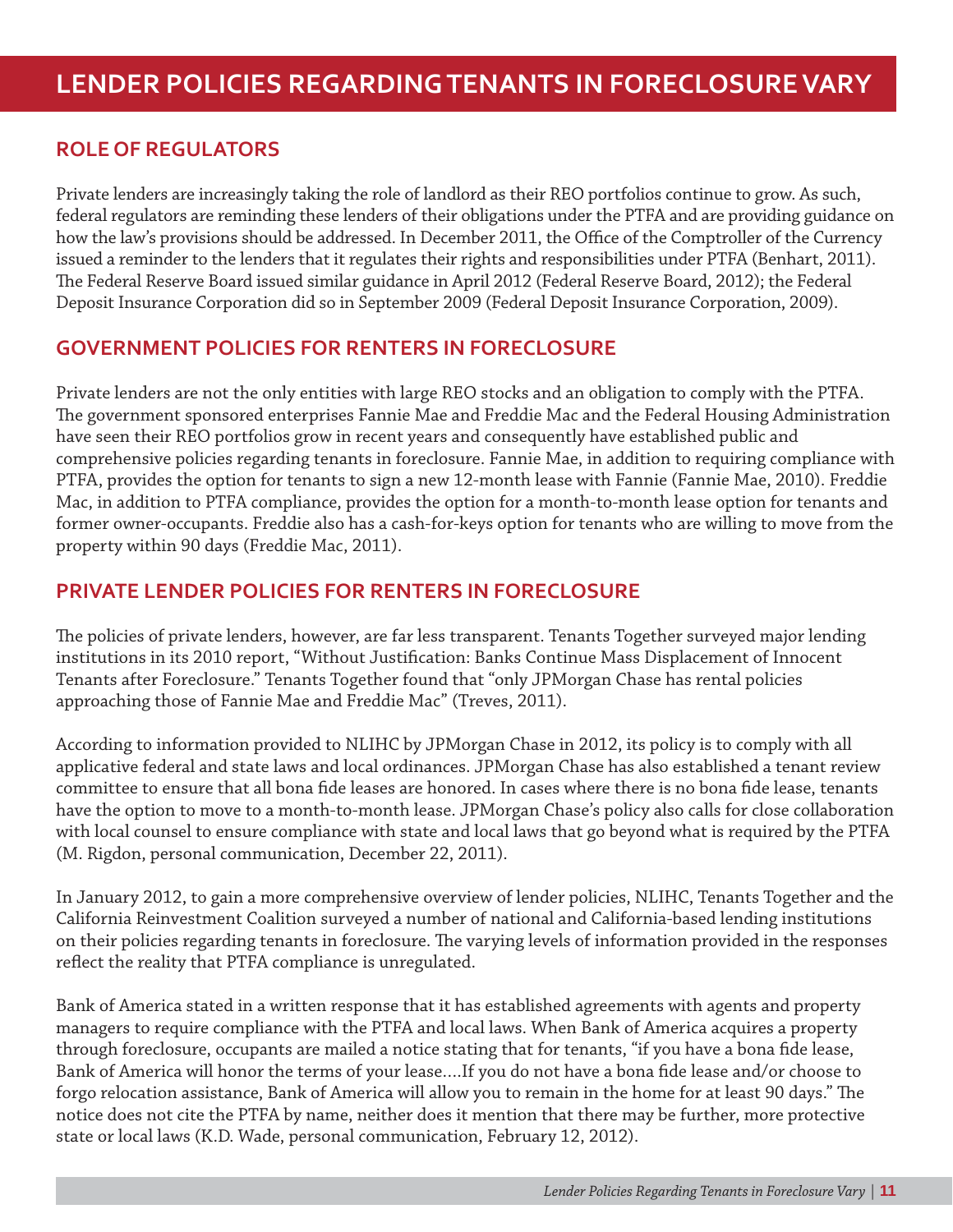# LENDER POLICIES REGARDING TENANTS IN FORECLOSURE VARY

## ROLE OF REGULATORS

Private lenders are increasingly taking the role of landlord as their REO portfolios continue to grow. As such, federal regulators are reminding these lenders of their obligations under the PTFA and are providing guidance on how the law's provisions should be addressed. In December 2011, the Office of the Comptroller of the Currency issued a reminder to the lenders that it regulates their rights and responsibilities under PTFA (Benhart, 2011). The Federal Reserve Board issued similar guidance in April 2012 (Federal Reserve Board, 2012); the Federal Deposit Insurance Corporation did so in September 2009 (Federal Deposit Insurance Corporation, 2009).

## GOVERNMENT POLICIES FOR RENTERS IN FORECLOSURE

Private lenders are not the only entities with large REO stocks and an obligation to comply with the PTFA. The government sponsored enterprises Fannie Mae and Freddie Mac and the Federal Housing Administration have seen their REO portfolios grow in recent years and consequently have established public and comprehensive policies regarding tenants in foreclosure. Fannie Mae, in addition to requiring compliance with PTFA, provides the option for tenants to sign a new 12-month lease with Fannie (Fannie Mae, 2010). Freddie Mac, in addition to PTFA compliance, provides the option for a month-to-month lease option for tenants and former owner-occupants. Freddie also has a cash-for-keys option for tenants who are willing to move from the property within 90 days (Freddie Mac, 2011).

## PRIVATE LENDER POLICIES FOR RENTERS IN FORECLOSURE

The policies of private lenders, however, are far less transparent. Tenants Together surveyed major lending institutions in its 2010 report, "Without Justification: Banks Continue Mass Displacement of Innocent Tenants after Foreclosure." Tenants Together found that "only JPMorgan Chase has rental policies approaching those of Fannie Mae and Freddie Mac" (Treves, 2011).

According to information provided to NLIHC by JPMorgan Chase in 2012, its policy is to comply with all applicative federal and state laws and local ordinances. JPMorgan Chase has also established a tenant review committee to ensure that all bona fide leases are honored. In cases where there is no bona fide lease, tenants have the option to move to a month-to-month lease. JPMorgan Chase's policy also calls for close collaboration with local counsel to ensure compliance with state and local laws that go beyond what is required by the PTFA (M. Rigdon, personal communication, December 22, 2011).

In January 2012, to gain a more comprehensive overview of lender policies, NLIHC, Tenants Together and the California Reinvestment Coalition surveyed a number of national and California-based lending institutions on their policies regarding tenants in foreclosure. The varying levels of information provided in the responses reflect the reality that PTFA compliance is unregulated.

Bank of America stated in a written response that it has established agreements with agents and property managers to require compliance with the PTFA and local laws. When Bank of America acquires a property through foreclosure, occupants are mailed a notice stating that for tenants, "if you have a bona fide lease, Bank of America will honor the terms of your lease….If you do not have a bona fide lease and/or choose to forgo relocation assistance, Bank of America will allow you to remain in the home for at least 90 days." The notice does not cite the PTFA by name, neither does it mention that there may be further, more protective state or local laws (K.D. Wade, personal communication, February 12, 2012).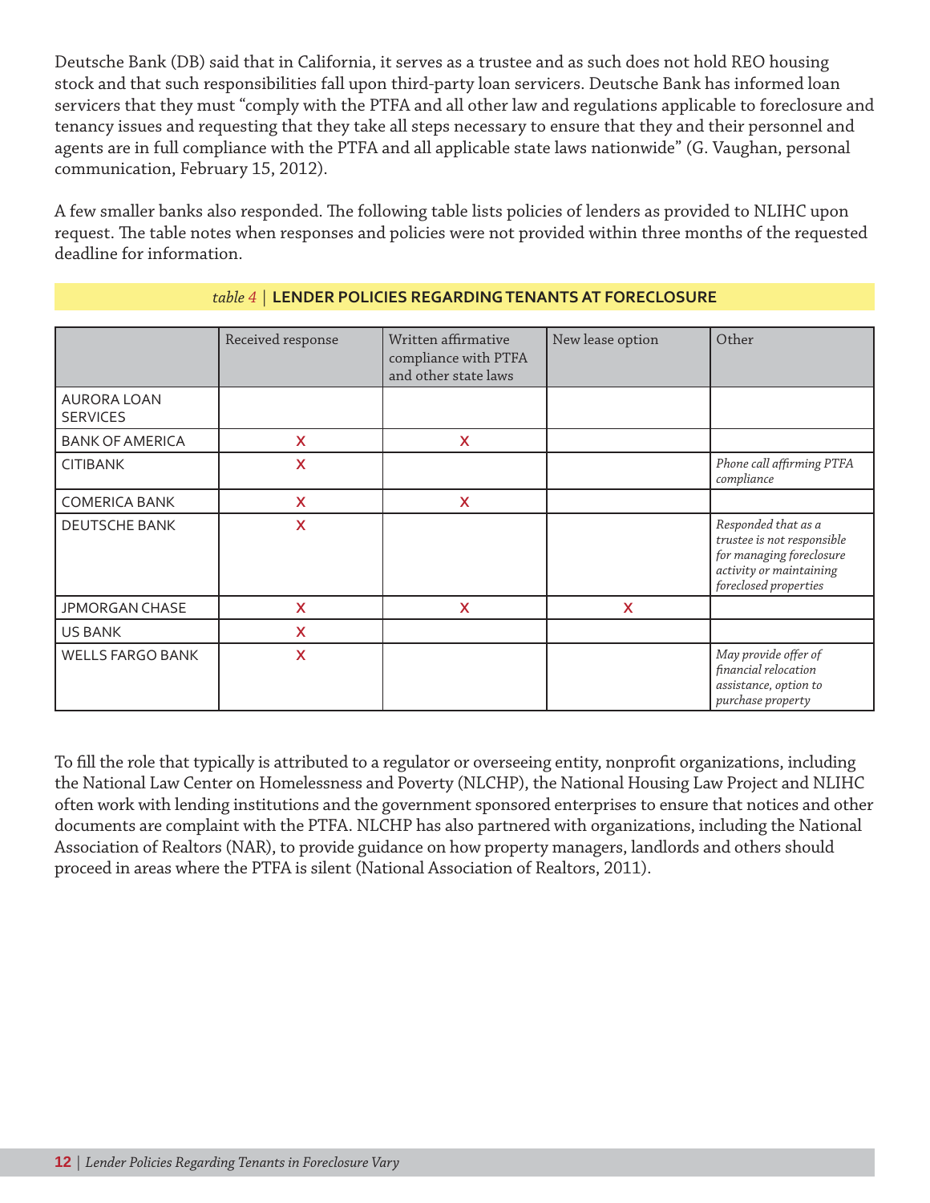Deutsche Bank (DB) said that in California, it serves as a trustee and as such does not hold REO housing stock and that such responsibilities fall upon third-party loan servicers. Deutsche Bank has informed loan servicers that they must "comply with the PTFA and all other law and regulations applicable to foreclosure and tenancy issues and requesting that they take all steps necessary to ensure that they and their personnel and agents are in full compliance with the PTFA and all applicable state laws nationwide" (G. Vaughan, personal communication, February 15, 2012).

A few smaller banks also responded. The following table lists policies of lenders as provided to NLIHC upon request. The table notes when responses and policies were not provided within three months of the requested deadline for information.

*table 4* | **LENDER POLICIES REGARDING TENANTS AT FORECLOSURE**

| | Received response | Written affirmative compliance with PTFA and other state laws | New lease option | Other |
|---|---|---|---|---|
| AURORA LOAN SERVICES | | | | |
| BANK OF AMERICA | X | X | | |
| CITIBANK | X | | | *Phone call affirming PTFA compliance* |
| COMERICA BANK | X | X | | |
| DEUTSCHE BANK | X | | | *Responded that as a trustee is not responsible for managing foreclosure activity or maintaining foreclosed properties* |
| JPMORGAN CHASE | X | X | X | |
| US BANK | X | | | |
| WELLS FARGO BANK | X | | | *May provide offer of financial relocation assistance, option to purchase property* |

To fill the role that typically is attributed to a regulator or overseeing entity, nonprofit organizations, including the National Law Center on Homelessness and Poverty (NLCHP), the National Housing Law Project and NLIHC often work with lending institutions and the government sponsored enterprises to ensure that notices and other documents are complaint with the PTFA. NLCHP has also partnered with organizations, including the National Association of Realtors (NAR), to provide guidance on how property managers, landlords and others should proceed in areas where the PTFA is silent (National Association of Realtors, 2011).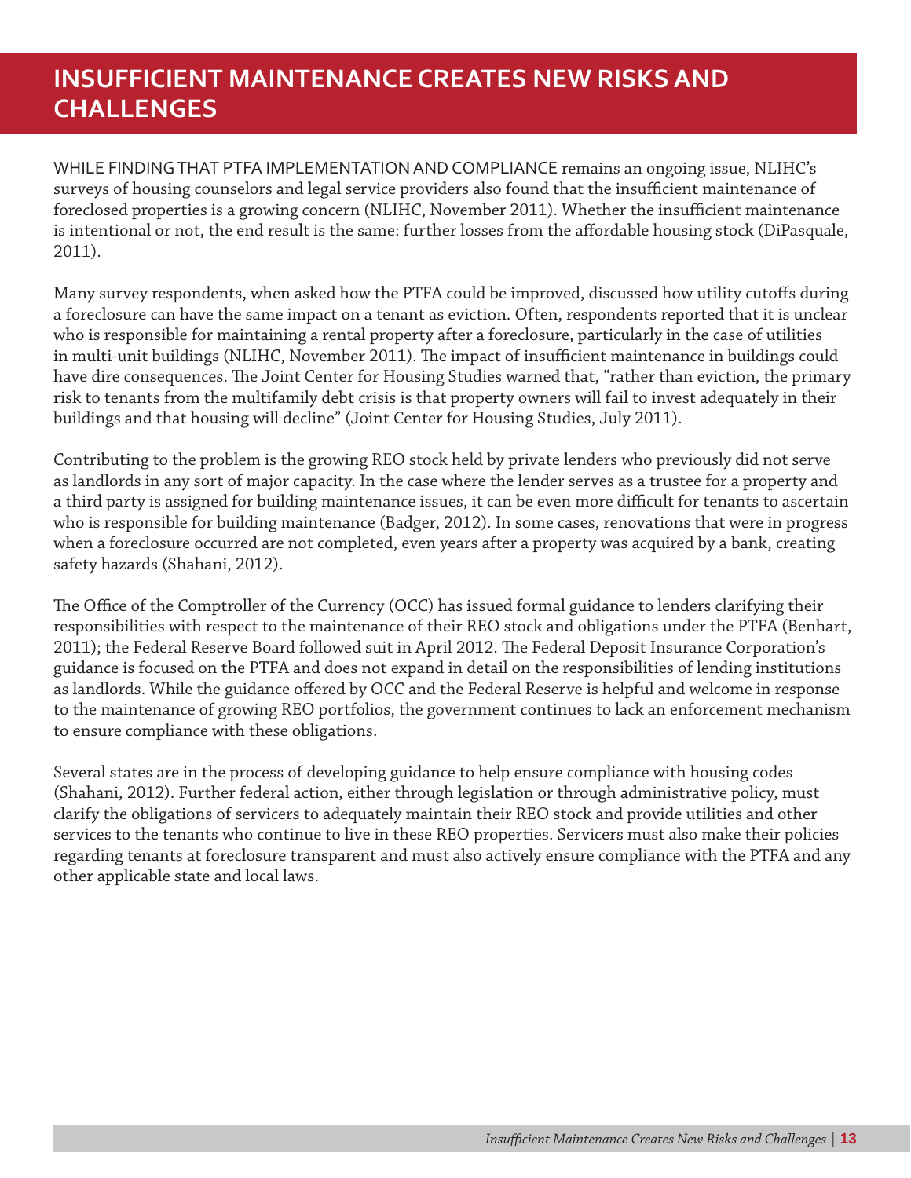# INSUFFICIENT MAINTENANCE CREATES NEW RISKS AND CHALLENGES

WHILE FINDING THAT PTFA IMPLEMENTATION AND COMPLIANCE remains an ongoing issue, NLIHC's surveys of housing counselors and legal service providers also found that the insufficient maintenance of foreclosed properties is a growing concern (NLIHC, November 2011). Whether the insufficient maintenance is intentional or not, the end result is the same: further losses from the affordable housing stock (DiPasquale, 2011).

Many survey respondents, when asked how the PTFA could be improved, discussed how utility cutoffs during a foreclosure can have the same impact on a tenant as eviction. Often, respondents reported that it is unclear who is responsible for maintaining a rental property after a foreclosure, particularly in the case of utilities in multi-unit buildings (NLIHC, November 2011). The impact of insufficient maintenance in buildings could have dire consequences. The Joint Center for Housing Studies warned that, "rather than eviction, the primary risk to tenants from the multifamily debt crisis is that property owners will fail to invest adequately in their buildings and that housing will decline" (Joint Center for Housing Studies, July 2011).

Contributing to the problem is the growing REO stock held by private lenders who previously did not serve as landlords in any sort of major capacity. In the case where the lender serves as a trustee for a property and a third party is assigned for building maintenance issues, it can be even more difficult for tenants to ascertain who is responsible for building maintenance (Badger, 2012). In some cases, renovations that were in progress when a foreclosure occurred are not completed, even years after a property was acquired by a bank, creating safety hazards (Shahani, 2012).

The Office of the Comptroller of the Currency (OCC) has issued formal guidance to lenders clarifying their responsibilities with respect to the maintenance of their REO stock and obligations under the PTFA (Benhart, 2011); the Federal Reserve Board followed suit in April 2012. The Federal Deposit Insurance Corporation's guidance is focused on the PTFA and does not expand in detail on the responsibilities of lending institutions as landlords. While the guidance offered by OCC and the Federal Reserve is helpful and welcome in response to the maintenance of growing REO portfolios, the government continues to lack an enforcement mechanism to ensure compliance with these obligations.

Several states are in the process of developing guidance to help ensure compliance with housing codes (Shahani, 2012). Further federal action, either through legislation or through administrative policy, must clarify the obligations of servicers to adequately maintain their REO stock and provide utilities and other services to the tenants who continue to live in these REO properties. Servicers must also make their policies regarding tenants at foreclosure transparent and must also actively ensure compliance with the PTFA and any other applicable state and local laws.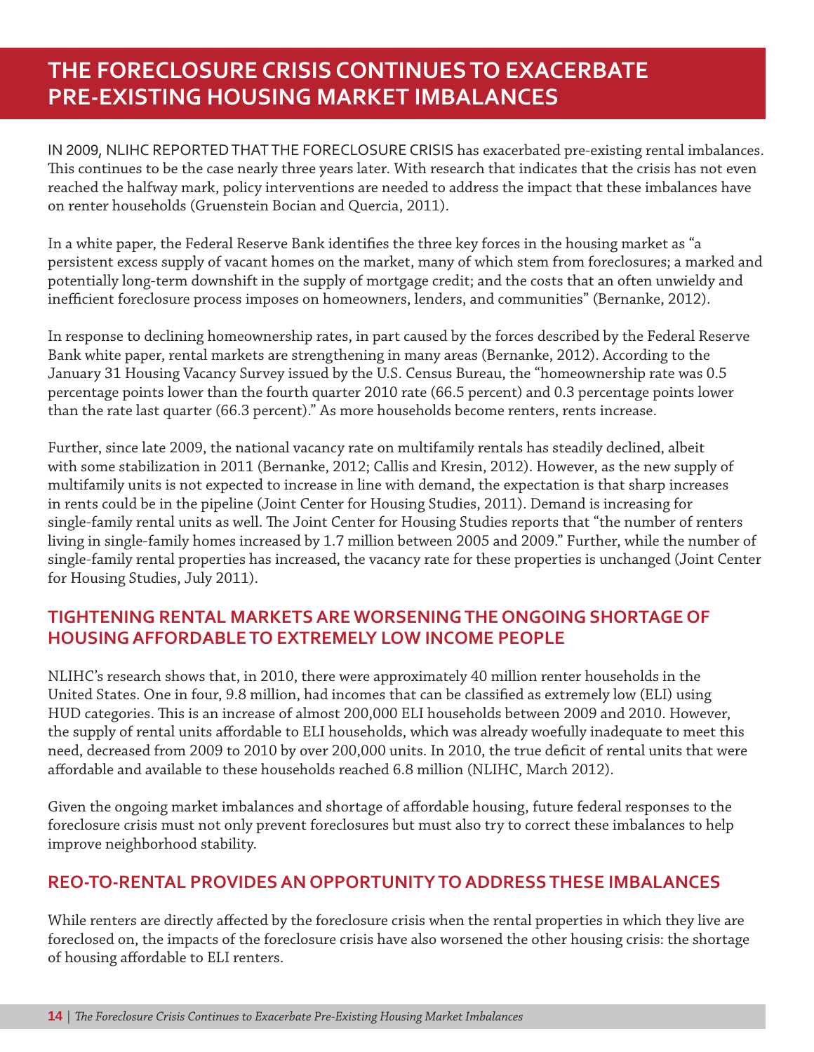# THE FORECLOSURE CRISIS CONTINUES TO EXACERBATE PRE-EXISTING HOUSING MARKET IMBALANCES

IN 2009, NLIHC REPORTED THAT THE FORECLOSURE CRISIS has exacerbated pre-existing rental imbalances. This continues to be the case nearly three years later. With research that indicates that the crisis has not even reached the halfway mark, policy interventions are needed to address the impact that these imbalances have on renter households (Gruenstein Bocian and Quercia, 2011).

In a white paper, the Federal Reserve Bank identifies the three key forces in the housing market as "a persistent excess supply of vacant homes on the market, many of which stem from foreclosures; a marked and potentially long-term downshift in the supply of mortgage credit; and the costs that an often unwieldy and inefficient foreclosure process imposes on homeowners, lenders, and communities" (Bernanke, 2012).

In response to declining homeownership rates, in part caused by the forces described by the Federal Reserve Bank white paper, rental markets are strengthening in many areas (Bernanke, 2012). According to the January 31 Housing Vacancy Survey issued by the U.S. Census Bureau, the "homeownership rate was 0.5 percentage points lower than the fourth quarter 2010 rate (66.5 percent) and 0.3 percentage points lower than the rate last quarter (66.3 percent)." As more households become renters, rents increase.

Further, since late 2009, the national vacancy rate on multifamily rentals has steadily declined, albeit with some stabilization in 2011 (Bernanke, 2012; Callis and Kresin, 2012). However, as the new supply of multifamily units is not expected to increase in line with demand, the expectation is that sharp increases in rents could be in the pipeline (Joint Center for Housing Studies, 2011). Demand is increasing for single-family rental units as well. The Joint Center for Housing Studies reports that "the number of renters living in single-family homes increased by 1.7 million between 2005 and 2009." Further, while the number of single-family rental properties has increased, the vacancy rate for these properties is unchanged (Joint Center for Housing Studies, July 2011).

## TIGHTENING RENTAL MARKETS ARE WORSENING THE ONGOING SHORTAGE OF HOUSING AFFORDABLE TO EXTREMELY LOW INCOME PEOPLE

NLIHC's research shows that, in 2010, there were approximately 40 million renter households in the United States. One in four, 9.8 million, had incomes that can be classified as extremely low (ELI) using HUD categories. This is an increase of almost 200,000 ELI households between 2009 and 2010. However, the supply of rental units affordable to ELI households, which was already woefully inadequate to meet this need, decreased from 2009 to 2010 by over 200,000 units. In 2010, the true deficit of rental units that were affordable and available to these households reached 6.8 million (NLIHC, March 2012).

Given the ongoing market imbalances and shortage of affordable housing, future federal responses to the foreclosure crisis must not only prevent foreclosures but must also try to correct these imbalances to help improve neighborhood stability.

## REO-TO-RENTAL PROVIDES AN OPPORTUNITY TO ADDRESS THESE IMBALANCES

While renters are directly affected by the foreclosure crisis when the rental properties in which they live are foreclosed on, the impacts of the foreclosure crisis have also worsened the other housing crisis: the shortage of housing affordable to ELI renters.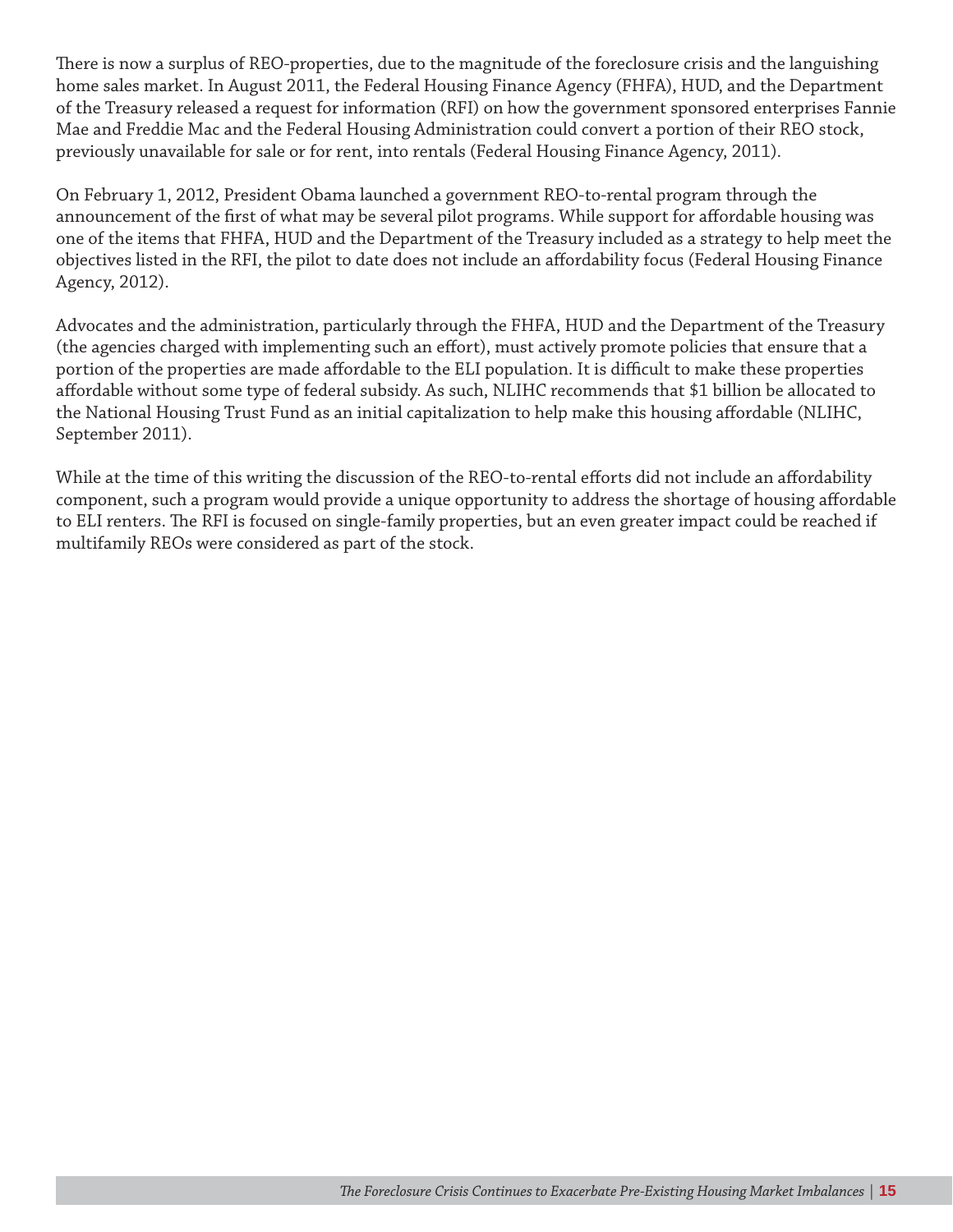There is now a surplus of REO-properties, due to the magnitude of the foreclosure crisis and the languishing home sales market. In August 2011, the Federal Housing Finance Agency (FHFA), HUD, and the Department of the Treasury released a request for information (RFI) on how the government sponsored enterprises Fannie Mae and Freddie Mac and the Federal Housing Administration could convert a portion of their REO stock, previously unavailable for sale or for rent, into rentals (Federal Housing Finance Agency, 2011).

On February 1, 2012, President Obama launched a government REO-to-rental program through the announcement of the first of what may be several pilot programs. While support for affordable housing was one of the items that FHFA, HUD and the Department of the Treasury included as a strategy to help meet the objectives listed in the RFI, the pilot to date does not include an affordability focus (Federal Housing Finance Agency, 2012).

Advocates and the administration, particularly through the FHFA, HUD and the Department of the Treasury (the agencies charged with implementing such an effort), must actively promote policies that ensure that a portion of the properties are made affordable to the ELI population. It is difficult to make these properties affordable without some type of federal subsidy. As such, NLIHC recommends that $1 billion be allocated to the National Housing Trust Fund as an initial capitalization to help make this housing affordable (NLIHC, September 2011).

While at the time of this writing the discussion of the REO-to-rental efforts did not include an affordability component, such a program would provide a unique opportunity to address the shortage of housing affordable to ELI renters. The RFI is focused on single-family properties, but an even greater impact could be reached if multifamily REOs were considered as part of the stock.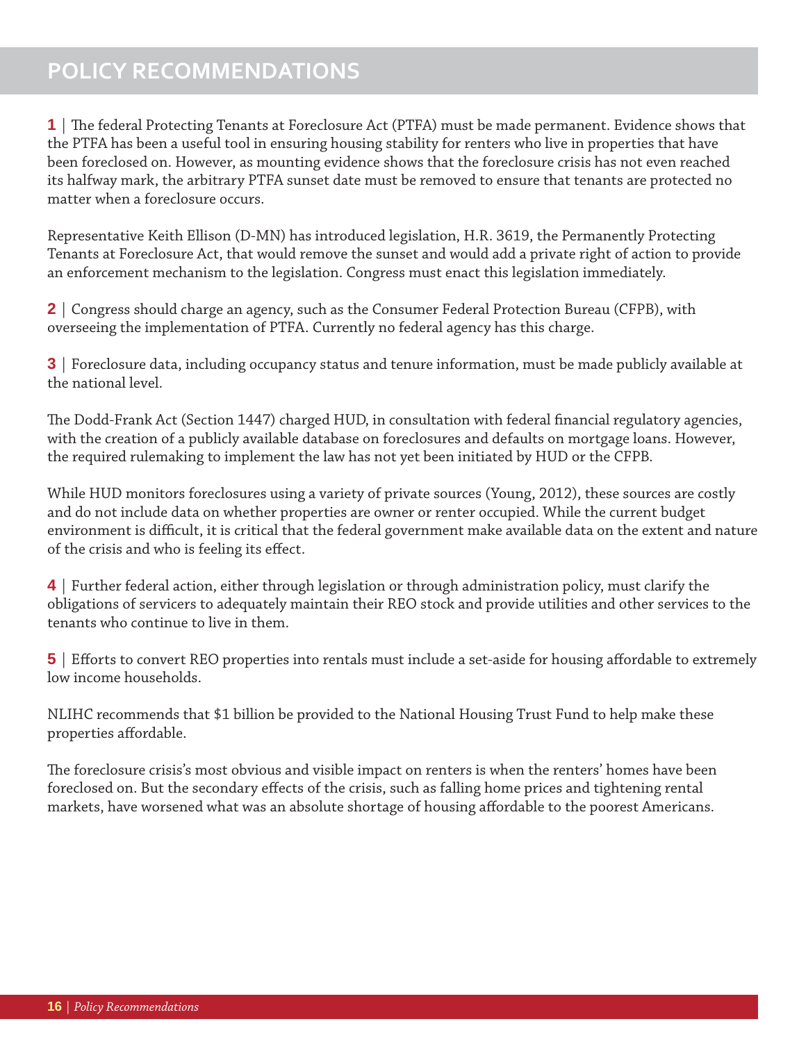# POLICY RECOMMENDATIONS

**1** | The federal Protecting Tenants at Foreclosure Act (PTFA) must be made permanent. Evidence shows that the PTFA has been a useful tool in ensuring housing stability for renters who live in properties that have been foreclosed on. However, as mounting evidence shows that the foreclosure crisis has not even reached its halfway mark, the arbitrary PTFA sunset date must be removed to ensure that tenants are protected no matter when a foreclosure occurs.

Representative Keith Ellison (D-MN) has introduced legislation, H.R. 3619, the Permanently Protecting Tenants at Foreclosure Act, that would remove the sunset and would add a private right of action to provide an enforcement mechanism to the legislation. Congress must enact this legislation immediately.

**2** | Congress should charge an agency, such as the Consumer Federal Protection Bureau (CFPB), with overseeing the implementation of PTFA. Currently no federal agency has this charge.

**3** | Foreclosure data, including occupancy status and tenure information, must be made publicly available at the national level.

The Dodd-Frank Act (Section 1447) charged HUD, in consultation with federal financial regulatory agencies, with the creation of a publicly available database on foreclosures and defaults on mortgage loans. However, the required rulemaking to implement the law has not yet been initiated by HUD or the CFPB.

While HUD monitors foreclosures using a variety of private sources (Young, 2012), these sources are costly and do not include data on whether properties are owner or renter occupied. While the current budget environment is difficult, it is critical that the federal government make available data on the extent and nature of the crisis and who is feeling its effect.

**4** | Further federal action, either through legislation or through administration policy, must clarify the obligations of servicers to adequately maintain their REO stock and provide utilities and other services to the tenants who continue to live in them.

**5** | Efforts to convert REO properties into rentals must include a set-aside for housing affordable to extremely low income households.

NLIHC recommends that $1 billion be provided to the National Housing Trust Fund to help make these properties affordable.

The foreclosure crisis's most obvious and visible impact on renters is when the renters' homes have been foreclosed on. But the secondary effects of the crisis, such as falling home prices and tightening rental markets, have worsened what was an absolute shortage of housing affordable to the poorest Americans.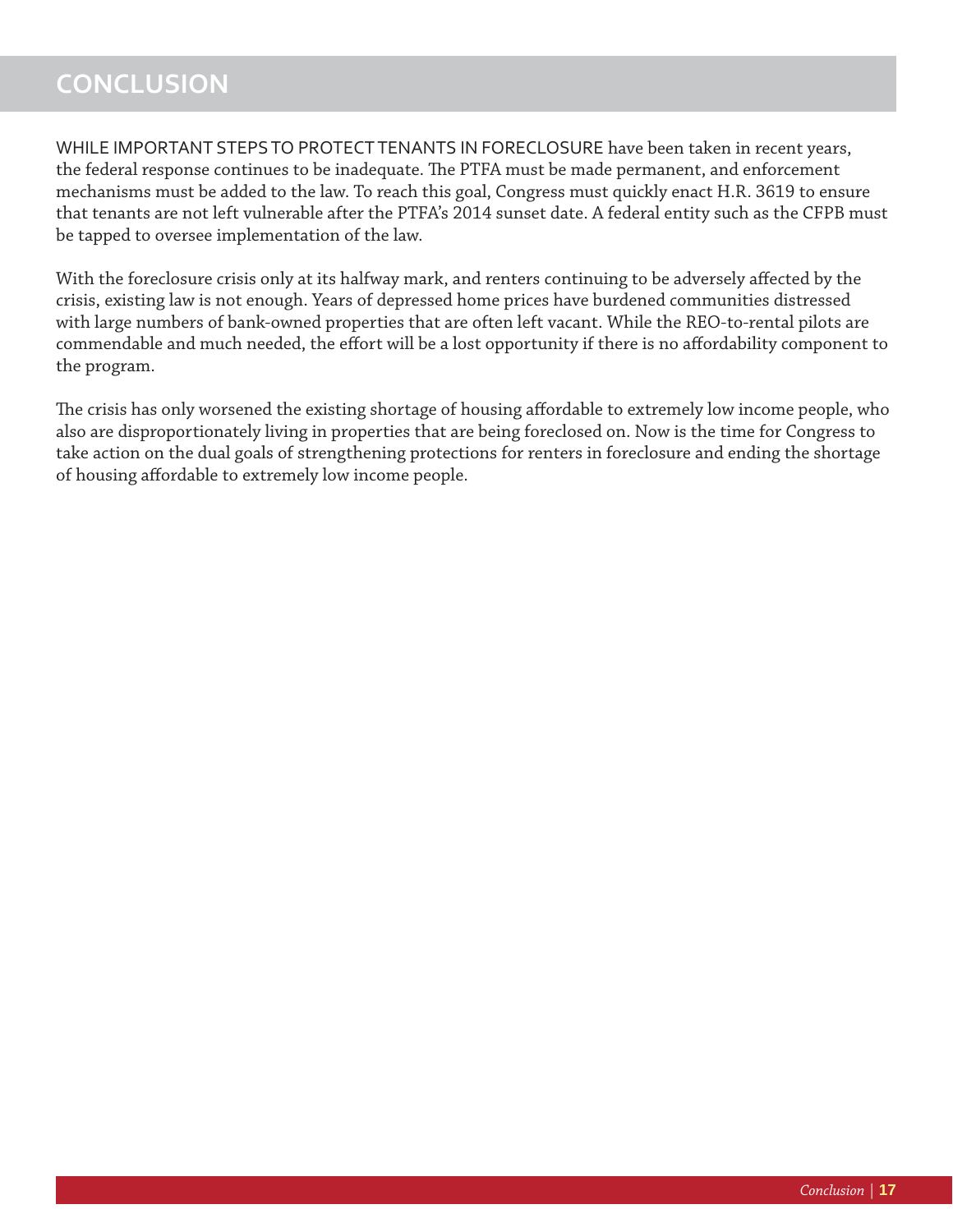# CONCLUSION

WHILE IMPORTANT STEPS TO PROTECT TENANTS IN FORECLOSURE have been taken in recent years, the federal response continues to be inadequate. The PTFA must be made permanent, and enforcement mechanisms must be added to the law. To reach this goal, Congress must quickly enact H.R. 3619 to ensure that tenants are not left vulnerable after the PTFA's 2014 sunset date. A federal entity such as the CFPB must be tapped to oversee implementation of the law.

With the foreclosure crisis only at its halfway mark, and renters continuing to be adversely affected by the crisis, existing law is not enough. Years of depressed home prices have burdened communities distressed with large numbers of bank-owned properties that are often left vacant. While the REO-to-rental pilots are commendable and much needed, the effort will be a lost opportunity if there is no affordability component to the program.

The crisis has only worsened the existing shortage of housing affordable to extremely low income people, who also are disproportionately living in properties that are being foreclosed on. Now is the time for Congress to take action on the dual goals of strengthening protections for renters in foreclosure and ending the shortage of housing affordable to extremely low income people.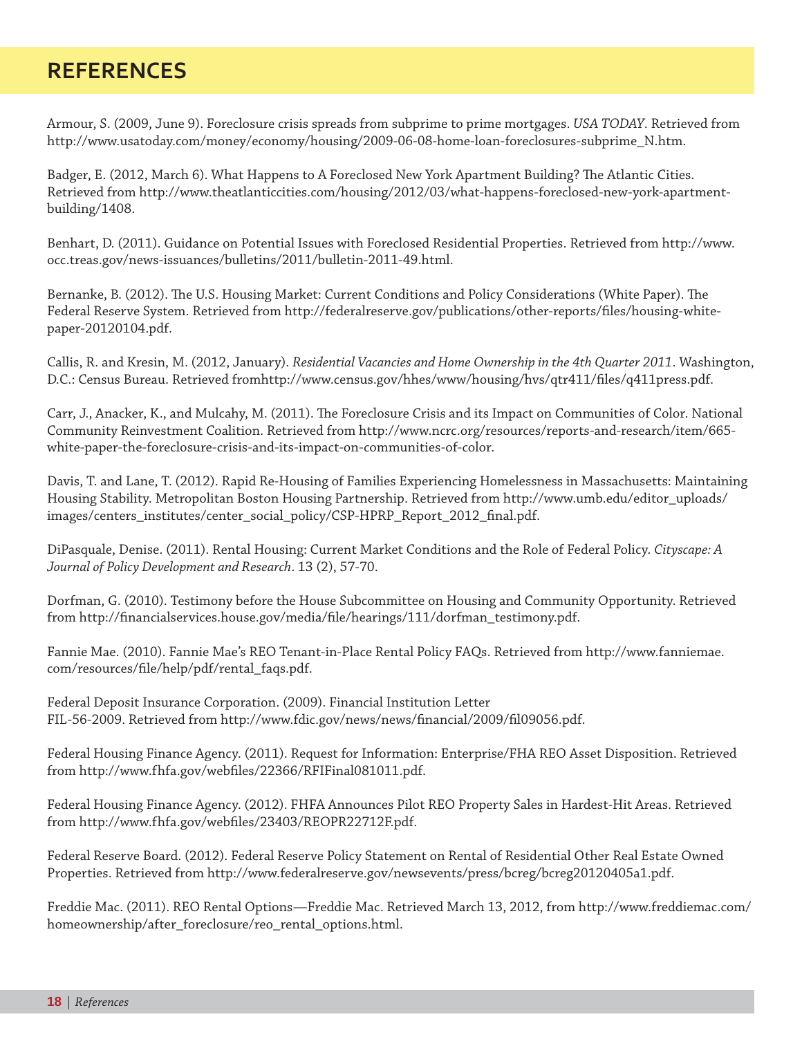# REFERENCES

Armour, S. (2009, June 9). Foreclosure crisis spreads from subprime to prime mortgages. *USA TODAY*. Retrieved from http://www.usatoday.com/money/economy/housing/2009-06-08-home-loan-foreclosures-subprime_N.htm.

Badger, E. (2012, March 6). What Happens to A Foreclosed New York Apartment Building? The Atlantic Cities. Retrieved from http://www.theatlanticcities.com/housing/2012/03/what-happens-foreclosed-new-york-apartment-building/1408.

Benhart, D. (2011). Guidance on Potential Issues with Foreclosed Residential Properties. Retrieved from http://www.occ.treas.gov/news-issuances/bulletins/2011/bulletin-2011-49.html.

Bernanke, B. (2012). The U.S. Housing Market: Current Conditions and Policy Considerations (White Paper). The Federal Reserve System. Retrieved from http://federalreserve.gov/publications/other-reports/files/housing-white-paper-20120104.pdf.

Callis, R. and Kresin, M. (2012, January). *Residential Vacancies and Home Ownership in the 4th Quarter 2011*. Washington, D.C.: Census Bureau. Retrieved fromhttp://www.census.gov/hhes/www/housing/hvs/qtr411/files/q411press.pdf.

Carr, J., Anacker, K., and Mulcahy, M. (2011). The Foreclosure Crisis and its Impact on Communities of Color. National Community Reinvestment Coalition. Retrieved from http://www.ncrc.org/resources/reports-and-research/item/665-white-paper-the-foreclosure-crisis-and-its-impact-on-communities-of-color.

Davis, T. and Lane, T. (2012). Rapid Re-Housing of Families Experiencing Homelessness in Massachusetts: Maintaining Housing Stability. Metropolitan Boston Housing Partnership. Retrieved from http://www.umb.edu/editor_uploads/images/centers_institutes/center_social_policy/CSP-HPRP_Report_2012_final.pdf.

DiPasquale, Denise. (2011). Rental Housing: Current Market Conditions and the Role of Federal Policy. *Cityscape: A Journal of Policy Development and Research*. 13 (2), 57-70.

Dorfman, G. (2010). Testimony before the House Subcommittee on Housing and Community Opportunity. Retrieved from http://financialservices.house.gov/media/file/hearings/111/dorfman_testimony.pdf.

Fannie Mae. (2010). Fannie Mae's REO Tenant-in-Place Rental Policy FAQs. Retrieved from http://www.fanniemae.com/resources/file/help/pdf/rental_faqs.pdf.

Federal Deposit Insurance Corporation. (2009). Financial Institution Letter FIL-56-2009. Retrieved from http://www.fdic.gov/news/news/financial/2009/fil09056.pdf.

Federal Housing Finance Agency. (2011). Request for Information: Enterprise/FHA REO Asset Disposition. Retrieved from http://www.fhfa.gov/webfiles/22366/RFIFinal081011.pdf.

Federal Housing Finance Agency. (2012). FHFA Announces Pilot REO Property Sales in Hardest-Hit Areas. Retrieved from http://www.fhfa.gov/webfiles/23403/REOPR22712F.pdf.

Federal Reserve Board. (2012). Federal Reserve Policy Statement on Rental of Residential Other Real Estate Owned Properties. Retrieved from http://www.federalreserve.gov/newsevents/press/bcreg/bcreg20120405a1.pdf.

Freddie Mac. (2011). REO Rental Options—Freddie Mac. Retrieved March 13, 2012, from http://www.freddiemac.com/homeownership/after_foreclosure/reo_rental_options.html.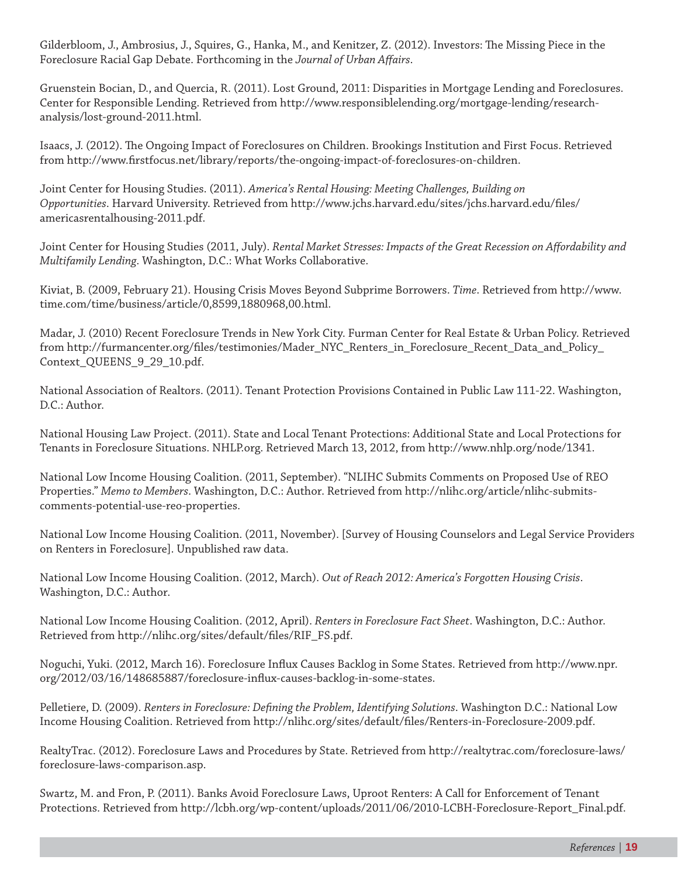Gilderbloom, J., Ambrosius, J., Squires, G., Hanka, M., and Kenitzer, Z. (2012). Investors: The Missing Piece in the Foreclosure Racial Gap Debate. Forthcoming in the *Journal of Urban Affairs*.

Gruenstein Bocian, D., and Quercia, R. (2011). Lost Ground, 2011: Disparities in Mortgage Lending and Foreclosures. Center for Responsible Lending. Retrieved from http://www.responsiblelending.org/mortgage-lending/research-analysis/lost-ground-2011.html.

Isaacs, J. (2012). The Ongoing Impact of Foreclosures on Children. Brookings Institution and First Focus. Retrieved from http://www.firstfocus.net/library/reports/the-ongoing-impact-of-foreclosures-on-children.

Joint Center for Housing Studies. (2011). *America's Rental Housing: Meeting Challenges, Building on Opportunities*. Harvard University. Retrieved from http://www.jchs.harvard.edu/sites/jchs.harvard.edu/files/americasrentalhousing-2011.pdf.

Joint Center for Housing Studies (2011, July). *Rental Market Stresses: Impacts of the Great Recession on Affordability and Multifamily Lending*. Washington, D.C.: What Works Collaborative.

Kiviat, B. (2009, February 21). Housing Crisis Moves Beyond Subprime Borrowers. *Time*. Retrieved from http://www.time.com/time/business/article/0,8599,1880968,00.html.

Madar, J. (2010) Recent Foreclosure Trends in New York City. Furman Center for Real Estate & Urban Policy. Retrieved from http://furmancenter.org/files/testimonies/Mader_NYC_Renters_in_Foreclosure_Recent_Data_and_Policy_Context_QUEENS_9_29_10.pdf.

National Association of Realtors. (2011). Tenant Protection Provisions Contained in Public Law 111-22. Washington, D.C.: Author.

National Housing Law Project. (2011). State and Local Tenant Protections: Additional State and Local Protections for Tenants in Foreclosure Situations. NHLP.org. Retrieved March 13, 2012, from http://www.nhlp.org/node/1341.

National Low Income Housing Coalition. (2011, September). "NLIHC Submits Comments on Proposed Use of REO Properties." *Memo to Members*. Washington, D.C.: Author. Retrieved from http://nlihc.org/article/nlihc-submits-comments-potential-use-reo-properties.

National Low Income Housing Coalition. (2011, November). [Survey of Housing Counselors and Legal Service Providers on Renters in Foreclosure]. Unpublished raw data.

National Low Income Housing Coalition. (2012, March). *Out of Reach 2012: America's Forgotten Housing Crisis*. Washington, D.C.: Author.

National Low Income Housing Coalition. (2012, April). *Renters in Foreclosure Fact Sheet*. Washington, D.C.: Author. Retrieved from http://nlihc.org/sites/default/files/RIF_FS.pdf.

Noguchi, Yuki. (2012, March 16). Foreclosure Influx Causes Backlog in Some States. Retrieved from http://www.npr.org/2012/03/16/148685887/foreclosure-influx-causes-backlog-in-some-states.

Pelletiere, D. (2009). *Renters in Foreclosure: Defining the Problem, Identifying Solutions*. Washington D.C.: National Low Income Housing Coalition. Retrieved from http://nlihc.org/sites/default/files/Renters-in-Foreclosure-2009.pdf.

RealtyTrac. (2012). Foreclosure Laws and Procedures by State. Retrieved from http://realtytrac.com/foreclosure-laws/foreclosure-laws-comparison.asp.

Swartz, M. and Fron, P. (2011). Banks Avoid Foreclosure Laws, Uproot Renters: A Call for Enforcement of Tenant Protections. Retrieved from http://lcbh.org/wp-content/uploads/2011/06/2010-LCBH-Foreclosure-Report_Final.pdf.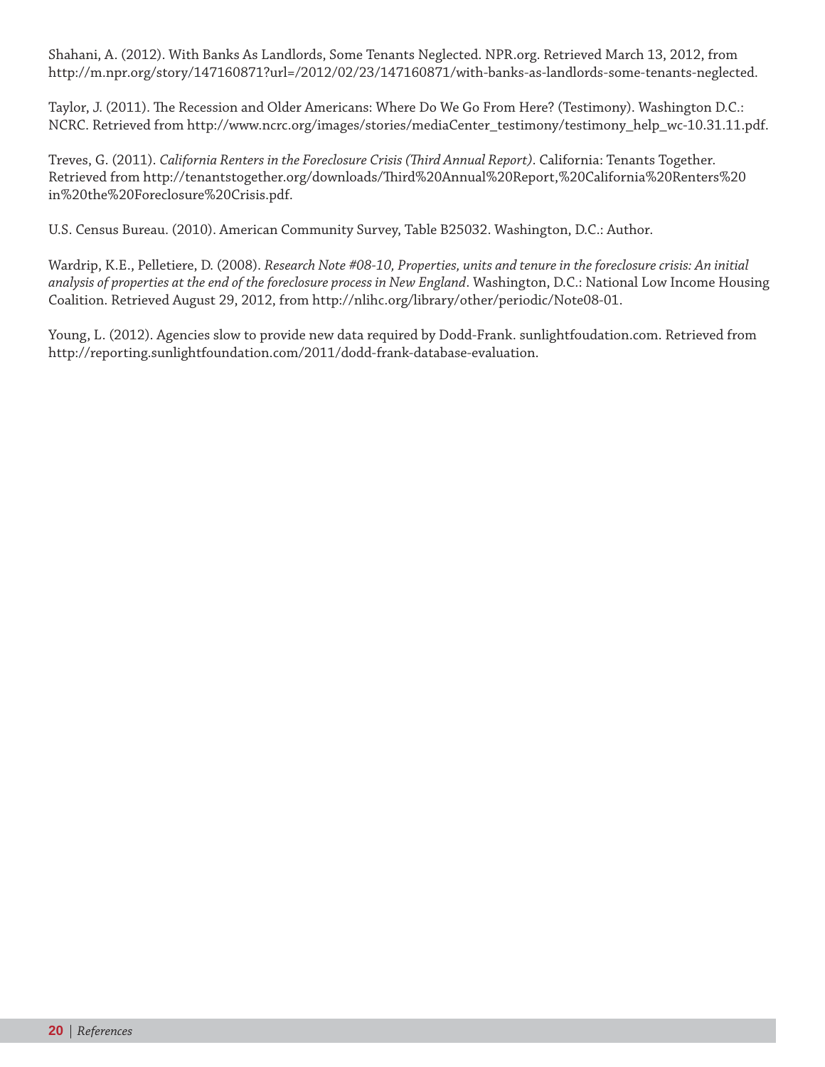Shahani, A. (2012). With Banks As Landlords, Some Tenants Neglected. NPR.org. Retrieved March 13, 2012, from http://m.npr.org/story/147160871?url=/2012/02/23/147160871/with-banks-as-landlords-some-tenants-neglected.

Taylor, J. (2011). The Recession and Older Americans: Where Do We Go From Here? (Testimony). Washington D.C.: NCRC. Retrieved from http://www.ncrc.org/images/stories/mediaCenter_testimony/testimony_help_wc-10.31.11.pdf.

Treves, G. (2011). *California Renters in the Foreclosure Crisis (Third Annual Report)*. California: Tenants Together. Retrieved from http://tenantstogether.org/downloads/Third%20Annual%20Report,%20California%20Renters%20in%20the%20Foreclosure%20Crisis.pdf.

U.S. Census Bureau. (2010). American Community Survey, Table B25032. Washington, D.C.: Author.

Wardrip, K.E., Pelletiere, D. (2008). *Research Note #08-10, Properties, units and tenure in the foreclosure crisis: An initial analysis of properties at the end of the foreclosure process in New England*. Washington, D.C.: National Low Income Housing Coalition. Retrieved August 29, 2012, from http://nlihc.org/library/other/periodic/Note08-01.

Young, L. (2012). Agencies slow to provide new data required by Dodd-Frank. sunlightfoudation.com. Retrieved from http://reporting.sunlightfoundation.com/2011/dodd-frank-database-evaluation.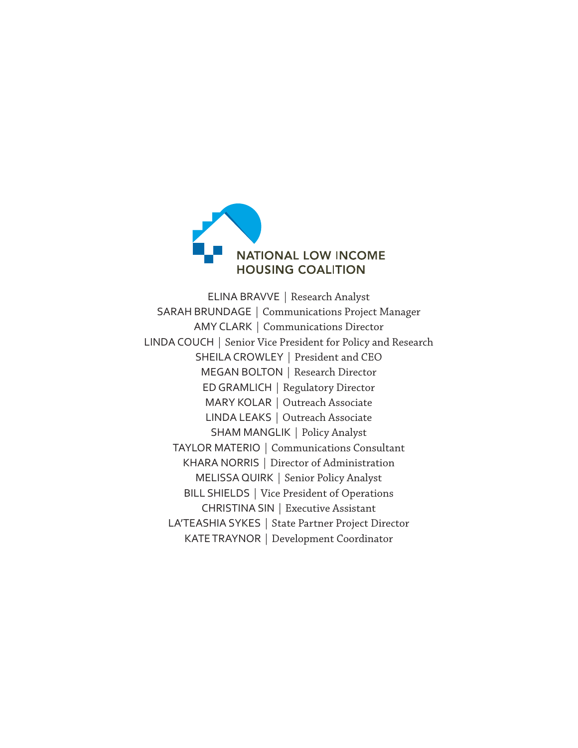NATIONAL LOW INCOME HOUSING COALITION

ELINA BRAVVE | Research Analyst
SARAH BRUNDAGE | Communications Project Manager
AMY CLARK | Communications Director
LINDA COUCH | Senior Vice President for Policy and Research
SHEILA CROWLEY | President and CEO
MEGAN BOLTON | Research Director
ED GRAMLICH | Regulatory Director
MARY KOLAR | Outreach Associate
LINDA LEAKS | Outreach Associate
SHAM MANGLIK | Policy Analyst
TAYLOR MATERIO | Communications Consultant
KHARA NORRIS | Director of Administration
MELISSA QUIRK | Senior Policy Analyst
BILL SHIELDS | Vice President of Operations
CHRISTINA SIN | Executive Assistant
LA'TEASHIA SYKES | State Partner Project Director
KATE TRAYNOR | Development Coordinator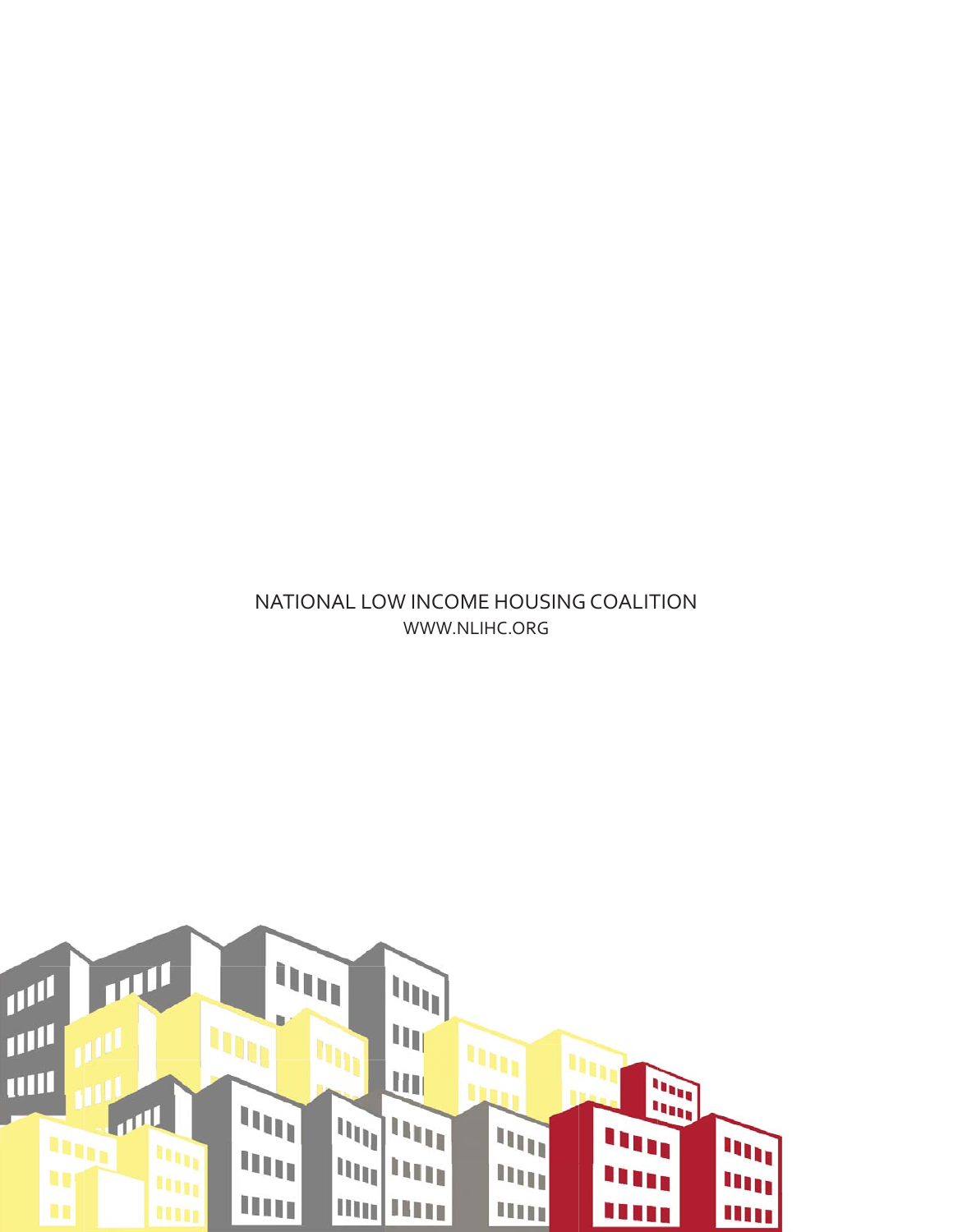NATIONAL LOW INCOME HOUSING COALITION

WWW.NLIHC.ORG